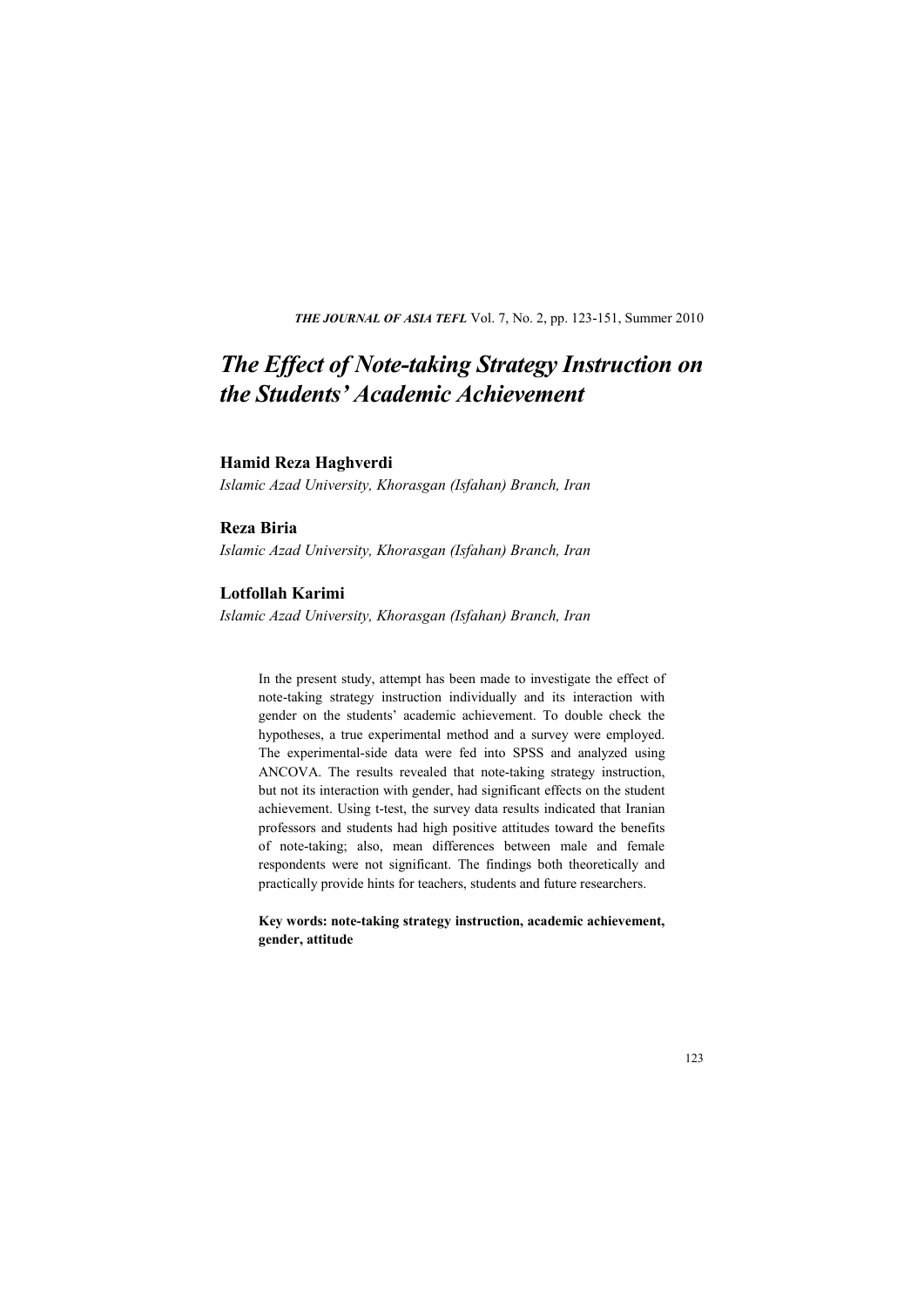# *The Effect of Note-taking Strategy Instruction on the Students' Academic Achievement*

**Hamid Reza Haghverdi**

*Islamic Azad University, Khorasgan (Isfahan) Branch, Iran*

**Reza Biria**

*Islamic Azad University, Khorasgan (Isfahan) Branch, Iran*

**Lotfollah Karimi**

*Islamic Azad University, Khorasgan (Isfahan) Branch, Iran*

In the present study, attempt has been made to investigate the effect of note-taking strategy instruction individually and its interaction with gender on the students' academic achievement. To double check the hypotheses, a true experimental method and a survey were employed. The experimental-side data were fed into SPSS and analyzed using ANCOVA. The results revealed that note-taking strategy instruction, but not its interaction with gender, had significant effects on the student achievement. Using t-test, the survey data results indicated that Iranian professors and students had high positive attitudes toward the benefits of note-taking; also, mean differences between male and female respondents were not significant. The findings both theoretically and practically provide hints for teachers, students and future researchers.

**Key words: note-taking strategy instruction, academic achievement, gender, attitude**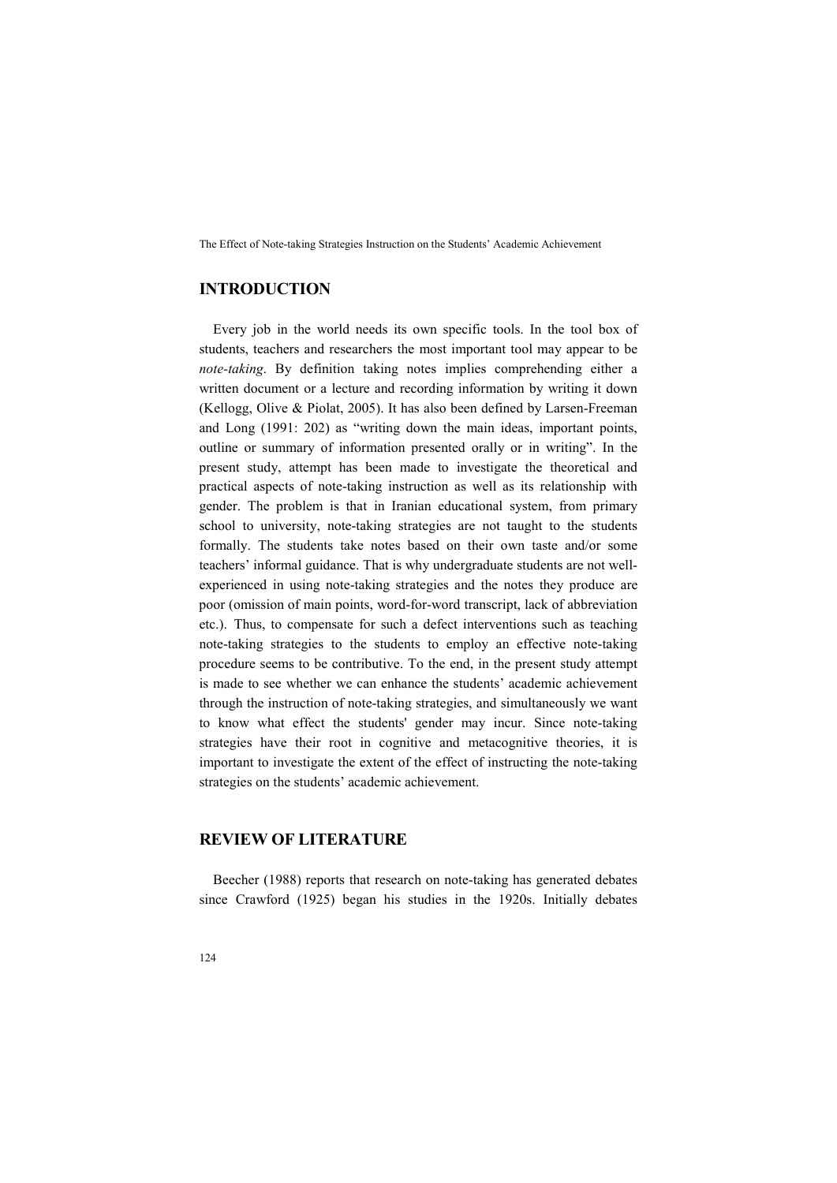## INTRODUCTION

Every job in the world needs its own specific tools. In the tool box of students, teachers and researchers the most important tool may appear to be *note-taking*. By definition taking notes implies comprehending either a written document or a lecture and recording information by writing it down (Kellogg, Olive & Piolat, 2005). It has also been defined by Larsen-Freeman and Long (1991: 202) as "writing down the main ideas, important points, outline or summary of information presented orally or in writing". In the present study, attempt has been made to investigate the theoretical and practical aspects of note-taking instruction as well as its relationship with gender. The problem is that in Iranian educational system, from primary school to university, note-taking strategies are not taught to the students formally. The students take notes based on their own taste and/or some teachers' informal guidance. That is why undergraduate students are not well-experienced in using note-taking strategies and the notes they produce are poor (omission of main points, word-for-word transcript, lack of abbreviation etc.). Thus, to compensate for such a defect interventions such as teaching note-taking strategies to the students to employ an effective note-taking procedure seems to be contributive. To the end, in the present study attempt is made to see whether we can enhance the students' academic achievement through the instruction of note-taking strategies, and simultaneously we want to know what effect the students' gender may incur. Since note-taking strategies have their root in cognitive and metacognitive theories, it is important to investigate the extent of the effect of instructing the note-taking strategies on the students' academic achievement.

## REVIEW OF LITERATURE

Beecher (1988) reports that research on note-taking has generated debates since Crawford (1925) began his studies in the 1920s. Initially debates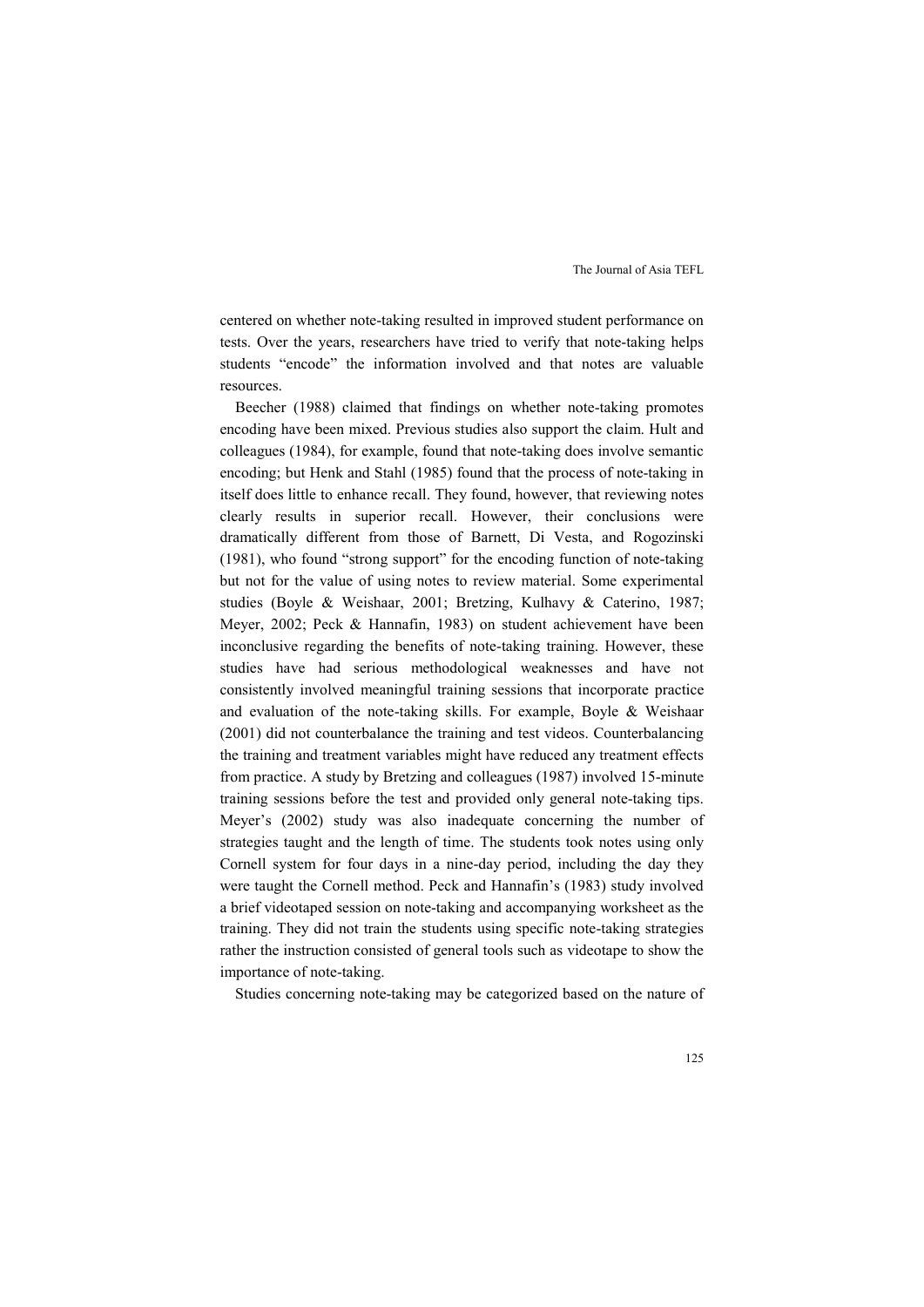centered on whether note-taking resulted in improved student performance on tests. Over the years, researchers have tried to verify that note-taking helps students "encode" the information involved and that notes are valuable resources.

Beecher (1988) claimed that findings on whether note-taking promotes encoding have been mixed. Previous studies also support the claim. Hult and colleagues (1984), for example, found that note-taking does involve semantic encoding; but Henk and Stahl (1985) found that the process of note-taking in itself does little to enhance recall. They found, however, that reviewing notes clearly results in superior recall. However, their conclusions were dramatically different from those of Barnett, Di Vesta, and Rogozinski (1981), who found "strong support" for the encoding function of note-taking but not for the value of using notes to review material. Some experimental studies (Boyle & Weishaar, 2001; Bretzing, Kulhavy & Caterino, 1987; Meyer, 2002; Peck & Hannafin, 1983) on student achievement have been inconclusive regarding the benefits of note-taking training. However, these studies have had serious methodological weaknesses and have not consistently involved meaningful training sessions that incorporate practice and evaluation of the note-taking skills. For example, Boyle & Weishaar (2001) did not counterbalance the training and test videos. Counterbalancing the training and treatment variables might have reduced any treatment effects from practice. A study by Bretzing and colleagues (1987) involved 15-minute training sessions before the test and provided only general note-taking tips. Meyer's (2002) study was also inadequate concerning the number of strategies taught and the length of time. The students took notes using only Cornell system for four days in a nine-day period, including the day they were taught the Cornell method. Peck and Hannafin's (1983) study involved a brief videotaped session on note-taking and accompanying worksheet as the training. They did not train the students using specific note-taking strategies rather the instruction consisted of general tools such as videotape to show the importance of note-taking.

Studies concerning note-taking may be categorized based on the nature of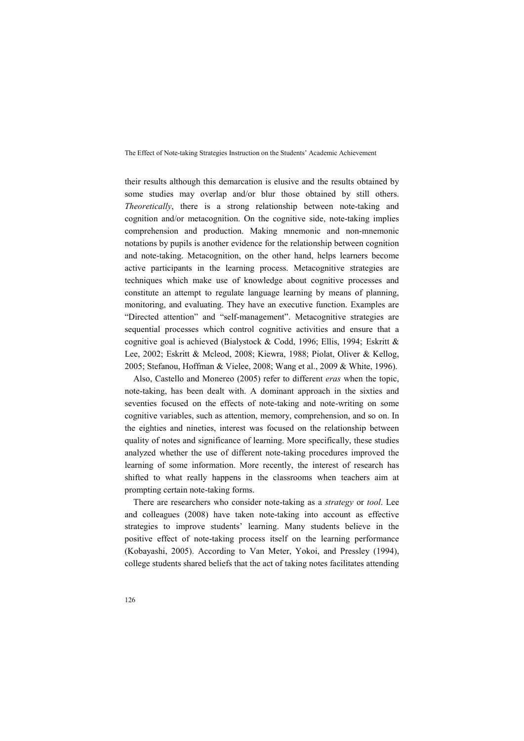their results although this demarcation is elusive and the results obtained by some studies may overlap and/or blur those obtained by still others. *Theoretically*, there is a strong relationship between note-taking and cognition and/or metacognition. On the cognitive side, note-taking implies comprehension and production. Making mnemonic and non-mnemonic notations by pupils is another evidence for the relationship between cognition and note-taking. Metacognition, on the other hand, helps learners become active participants in the learning process. Metacognitive strategies are techniques which make use of knowledge about cognitive processes and constitute an attempt to regulate language learning by means of planning, monitoring, and evaluating. They have an executive function. Examples are "Directed attention" and "self-management". Metacognitive strategies are sequential processes which control cognitive activities and ensure that a cognitive goal is achieved (Bialystock & Codd, 1996; Ellis, 1994; Eskritt & Lee, 2002; Eskritt & Mcleod, 2008; Kiewra, 1988; Piolat, Oliver & Kellog, 2005; Stefanou, Hoffman & Vielee, 2008; Wang et al., 2009 & White, 1996).

Also, Castello and Monereo (2005) refer to different *eras* when the topic, note-taking, has been dealt with. A dominant approach in the sixties and seventies focused on the effects of note-taking and note-writing on some cognitive variables, such as attention, memory, comprehension, and so on. In the eighties and nineties, interest was focused on the relationship between quality of notes and significance of learning. More specifically, these studies analyzed whether the use of different note-taking procedures improved the learning of some information. More recently, the interest of research has shifted to what really happens in the classrooms when teachers aim at prompting certain note-taking forms.

There are researchers who consider note-taking as a *strategy* or *tool*. Lee and colleagues (2008) have taken note-taking into account as effective strategies to improve students' learning. Many students believe in the positive effect of note-taking process itself on the learning performance (Kobayashi, 2005). According to Van Meter, Yokoi, and Pressley (1994), college students shared beliefs that the act of taking notes facilitates attending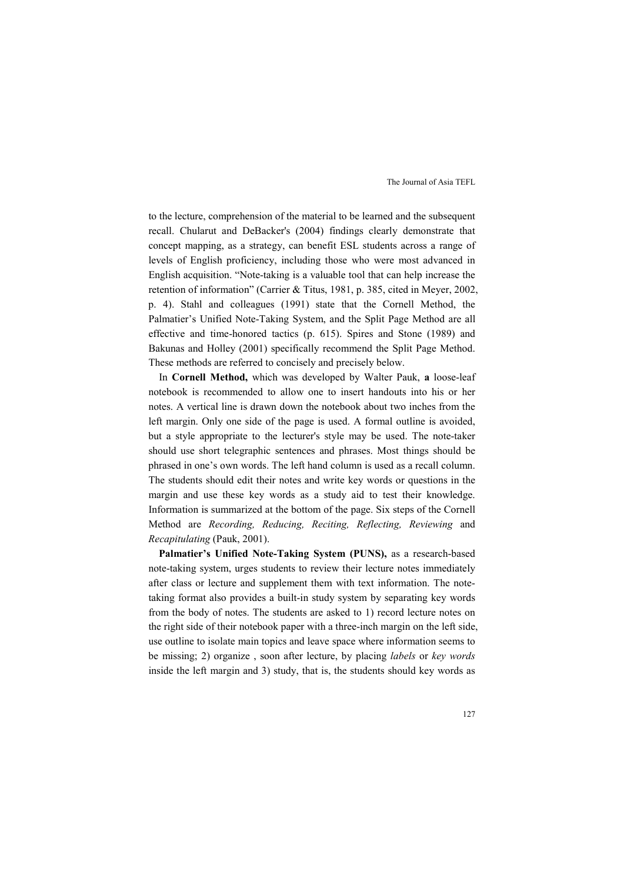to the lecture, comprehension of the material to be learned and the subsequent recall. Chularut and DeBacker's (2004) findings clearly demonstrate that concept mapping, as a strategy, can benefit ESL students across a range of levels of English proficiency, including those who were most advanced in English acquisition. “Note-taking is a valuable tool that can help increase the retention of information” (Carrier & Titus, 1981, p. 385, cited in Meyer, 2002, p. 4). Stahl and colleagues (1991) state that the Cornell Method, the Palmatier’s Unified Note-Taking System, and the Split Page Method are all effective and time-honored tactics (p. 615). Spires and Stone (1989) and Bakunas and Holley (2001) specifically recommend the Split Page Method. These methods are referred to concisely and precisely below.

In **Cornell Method,** which was developed by Walter Pauk, **a** loose-leaf notebook is recommended to allow one to insert handouts into his or her notes. A vertical line is drawn down the notebook about two inches from the left margin. Only one side of the page is used. A formal outline is avoided, but a style appropriate to the lecturer's style may be used. The note-taker should use short telegraphic sentences and phrases. Most things should be phrased in one’s own words. The left hand column is used as a recall column. The students should edit their notes and write key words or questions in the margin and use these key words as a study aid to test their knowledge. Information is summarized at the bottom of the page. Six steps of the Cornell Method are *Recording, Reducing, Reciting, Reflecting, Reviewing* and *Recapitulating* (Pauk, 2001).

**Palmatier’s Unified Note-Taking System (PUNS),** as a research-based note-taking system, urges students to review their lecture notes immediately after class or lecture and supplement them with text information. The note-taking format also provides a built-in study system by separating key words from the body of notes. The students are asked to 1) record lecture notes on the right side of their notebook paper with a three-inch margin on the left side, use outline to isolate main topics and leave space where information seems to be missing; 2) organize , soon after lecture, by placing *labels* or *key words* inside the left margin and 3) study, that is, the students should key words as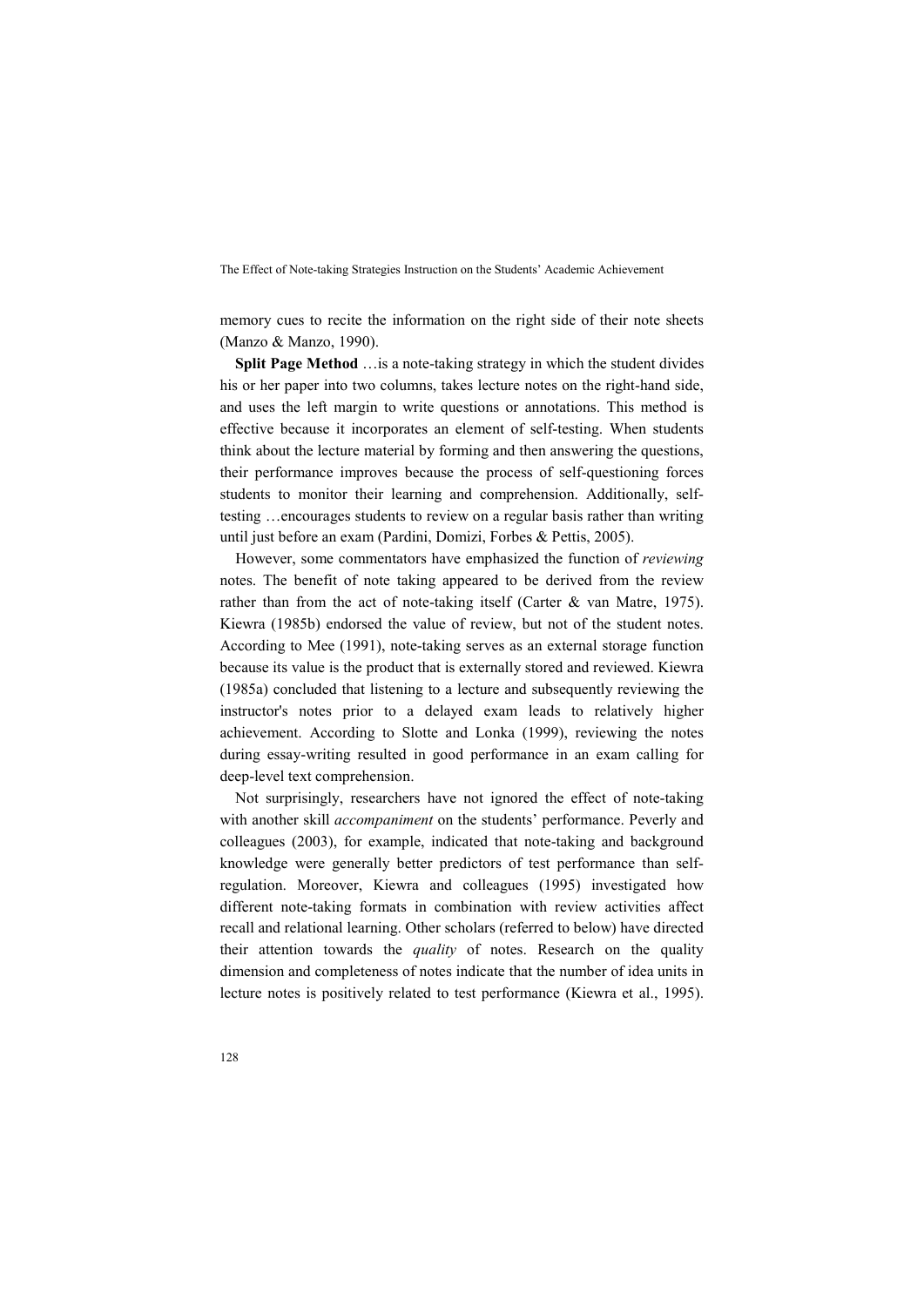memory cues to recite the information on the right side of their note sheets (Manzo & Manzo, 1990).

**Split Page Method** …is a note-taking strategy in which the student divides his or her paper into two columns, takes lecture notes on the right-hand side, and uses the left margin to write questions or annotations. This method is effective because it incorporates an element of self-testing. When students think about the lecture material by forming and then answering the questions, their performance improves because the process of self-questioning forces students to monitor their learning and comprehension. Additionally, self-testing …encourages students to review on a regular basis rather than writing until just before an exam (Pardini, Domizi, Forbes & Pettis, 2005).

However, some commentators have emphasized the function of *reviewing* notes. The benefit of note taking appeared to be derived from the review rather than from the act of note-taking itself (Carter & van Matre, 1975). Kiewra (1985b) endorsed the value of review, but not of the student notes. According to Mee (1991), note-taking serves as an external storage function because its value is the product that is externally stored and reviewed. Kiewra (1985a) concluded that listening to a lecture and subsequently reviewing the instructor's notes prior to a delayed exam leads to relatively higher achievement. According to Slotte and Lonka (1999), reviewing the notes during essay-writing resulted in good performance in an exam calling for deep-level text comprehension.

Not surprisingly, researchers have not ignored the effect of note-taking with another skill *accompaniment* on the students' performance. Peverly and colleagues (2003), for example, indicated that note-taking and background knowledge were generally better predictors of test performance than self-regulation. Moreover, Kiewra and colleagues (1995) investigated how different note-taking formats in combination with review activities affect recall and relational learning. Other scholars (referred to below) have directed their attention towards the *quality* of notes. Research on the quality dimension and completeness of notes indicate that the number of idea units in lecture notes is positively related to test performance (Kiewra et al., 1995).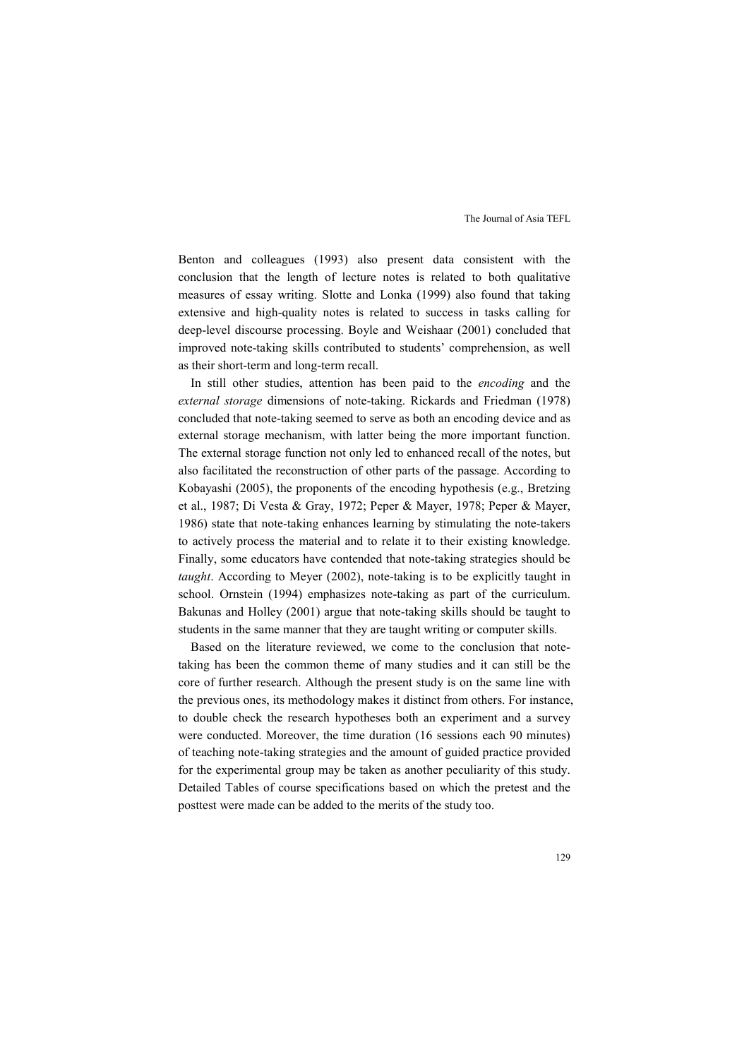Benton and colleagues (1993) also present data consistent with the conclusion that the length of lecture notes is related to both qualitative measures of essay writing. Slotte and Lonka (1999) also found that taking extensive and high-quality notes is related to success in tasks calling for deep-level discourse processing. Boyle and Weishaar (2001) concluded that improved note-taking skills contributed to students' comprehension, as well as their short-term and long-term recall.

In still other studies, attention has been paid to the *encoding* and the *external storage* dimensions of note-taking. Rickards and Friedman (1978) concluded that note-taking seemed to serve as both an encoding device and as external storage mechanism, with latter being the more important function. The external storage function not only led to enhanced recall of the notes, but also facilitated the reconstruction of other parts of the passage. According to Kobayashi (2005), the proponents of the encoding hypothesis (e.g., Bretzing et al., 1987; Di Vesta & Gray, 1972; Peper & Mayer, 1978; Peper & Mayer, 1986) state that note-taking enhances learning by stimulating the note-takers to actively process the material and to relate it to their existing knowledge. Finally, some educators have contended that note-taking strategies should be *taught*. According to Meyer (2002), note-taking is to be explicitly taught in school. Ornstein (1994) emphasizes note-taking as part of the curriculum. Bakunas and Holley (2001) argue that note-taking skills should be taught to students in the same manner that they are taught writing or computer skills.

Based on the literature reviewed, we come to the conclusion that note-taking has been the common theme of many studies and it can still be the core of further research. Although the present study is on the same line with the previous ones, its methodology makes it distinct from others. For instance, to double check the research hypotheses both an experiment and a survey were conducted. Moreover, the time duration (16 sessions each 90 minutes) of teaching note-taking strategies and the amount of guided practice provided for the experimental group may be taken as another peculiarity of this study. Detailed Tables of course specifications based on which the pretest and the posttest were made can be added to the merits of the study too.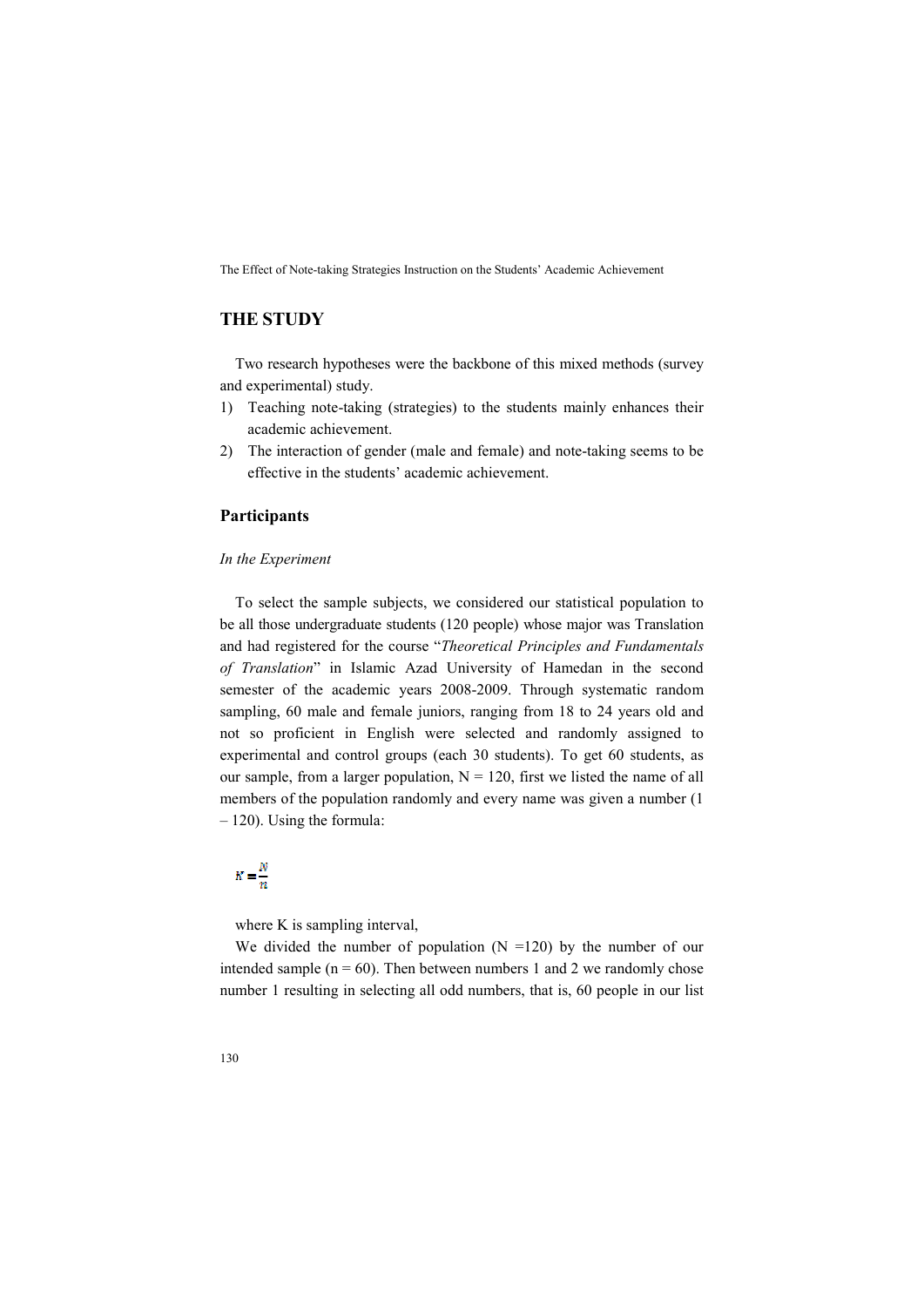## THE STUDY

Two research hypotheses were the backbone of this mixed methods (survey and experimental) study.

1) Teaching note-taking (strategies) to the students mainly enhances their academic achievement.
2) The interaction of gender (male and female) and note-taking seems to be effective in the students' academic achievement.

### Participants

*In the Experiment*

To select the sample subjects, we considered our statistical population to be all those undergraduate students (120 people) whose major was Translation and had registered for the course "*Theoretical Principles and Fundamentals of Translation*" in Islamic Azad University of Hamedan in the second semester of the academic years 2008-2009. Through systematic random sampling, 60 male and female juniors, ranging from 18 to 24 years old and not so proficient in English were selected and randomly assigned to experimental and control groups (each 30 students). To get 60 students, as our sample, from a larger population, $N = 120$, first we listed the name of all members of the population randomly and every name was given a number (1 – 120). Using the formula:

$$K = \frac{N}{n}$$

where K is sampling interval,

We divided the number of population ($N = 120$) by the number of our intended sample ($n = 60$). Then between numbers 1 and 2 we randomly chose number 1 resulting in selecting all odd numbers, that is, 60 people in our list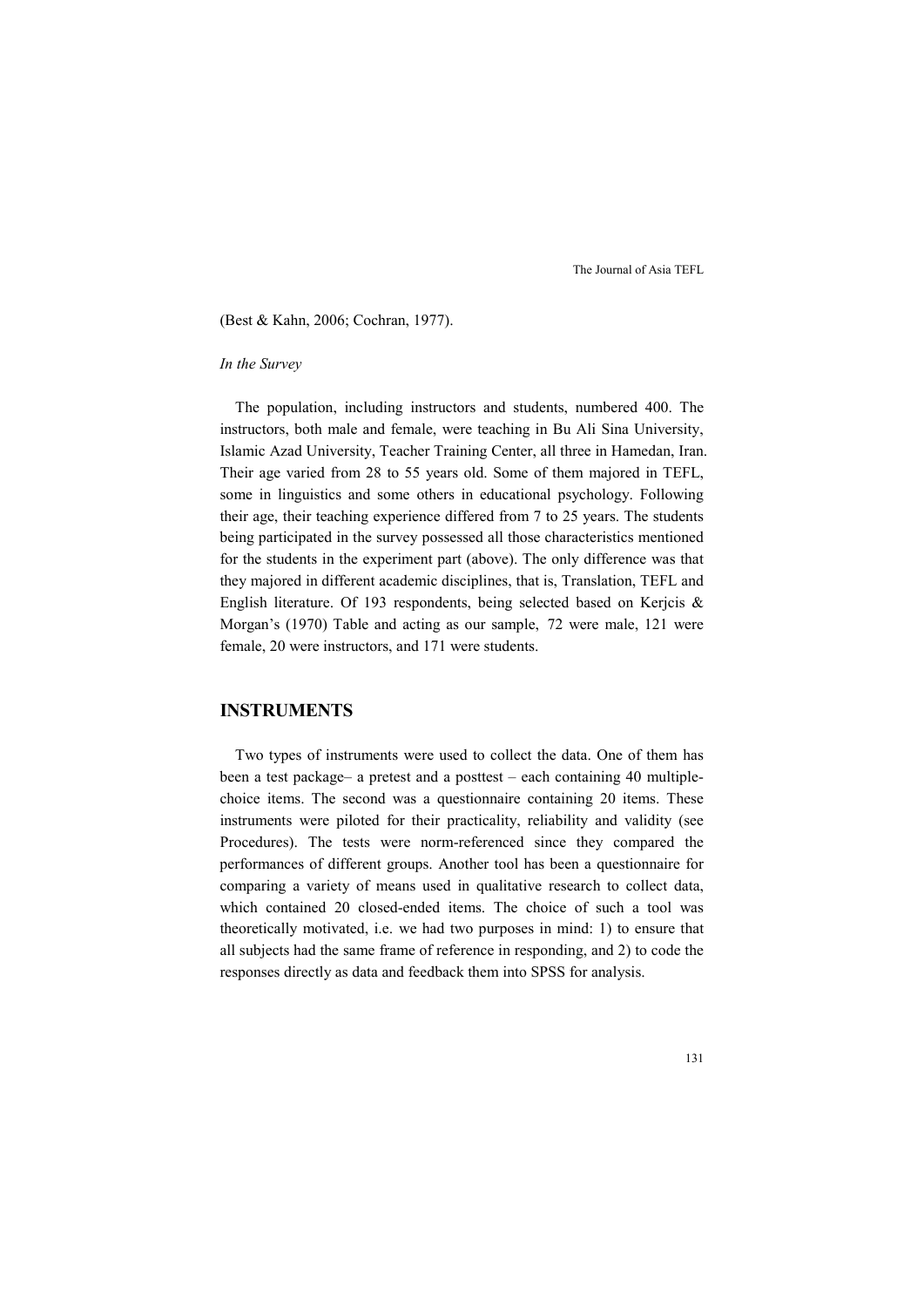(Best & Kahn, 2006; Cochran, 1977).

*In the Survey*

The population, including instructors and students, numbered 400. The instructors, both male and female, were teaching in Bu Ali Sina University, Islamic Azad University, Teacher Training Center, all three in Hamedan, Iran. Their age varied from 28 to 55 years old. Some of them majored in TEFL, some in linguistics and some others in educational psychology. Following their age, their teaching experience differed from 7 to 25 years. The students being participated in the survey possessed all those characteristics mentioned for the students in the experiment part (above). The only difference was that they majored in different academic disciplines, that is, Translation, TEFL and English literature. Of 193 respondents, being selected based on Kerjcis & Morgan's (1970) Table and acting as our sample, 72 were male, 121 were female, 20 were instructors, and 171 were students.

## INSTRUMENTS

Two types of instruments were used to collect the data. One of them has been a test package– a pretest and a posttest – each containing 40 multiple-choice items. The second was a questionnaire containing 20 items. These instruments were piloted for their practicality, reliability and validity (see Procedures). The tests were norm-referenced since they compared the performances of different groups. Another tool has been a questionnaire for comparing a variety of means used in qualitative research to collect data, which contained 20 closed-ended items. The choice of such a tool was theoretically motivated, i.e. we had two purposes in mind: 1) to ensure that all subjects had the same frame of reference in responding, and 2) to code the responses directly as data and feedback them into SPSS for analysis.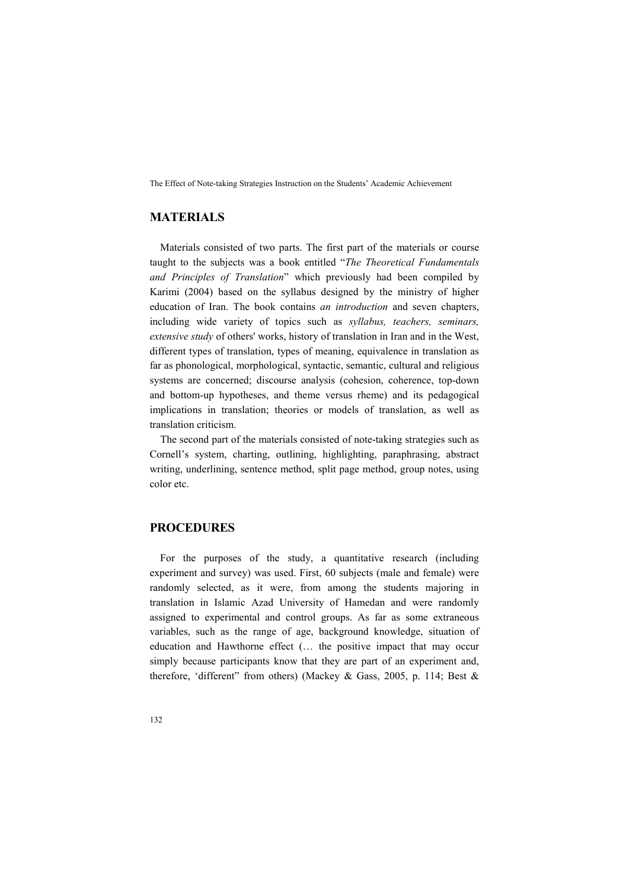## MATERIALS

Materials consisted of two parts. The first part of the materials or course taught to the subjects was a book entitled "*The Theoretical Fundamentals and Principles of Translation*" which previously had been compiled by Karimi (2004) based on the syllabus designed by the ministry of higher education of Iran. The book contains *an introduction* and seven chapters, including wide variety of topics such as *syllabus, teachers, seminars, extensive study* of others' works, history of translation in Iran and in the West, different types of translation, types of meaning, equivalence in translation as far as phonological, morphological, syntactic, semantic, cultural and religious systems are concerned; discourse analysis (cohesion, coherence, top-down and bottom-up hypotheses, and theme versus rheme) and its pedagogical implications in translation; theories or models of translation, as well as translation criticism.

The second part of the materials consisted of note-taking strategies such as Cornell's system, charting, outlining, highlighting, paraphrasing, abstract writing, underlining, sentence method, split page method, group notes, using color etc.

## PROCEDURES

For the purposes of the study, a quantitative research (including experiment and survey) was used. First, 60 subjects (male and female) were randomly selected, as it were, from among the students majoring in translation in Islamic Azad University of Hamedan and were randomly assigned to experimental and control groups. As far as some extraneous variables, such as the range of age, background knowledge, situation of education and Hawthorne effect (… the positive impact that may occur simply because participants know that they are part of an experiment and, therefore, 'different" from others) (Mackey & Gass, 2005, p. 114; Best &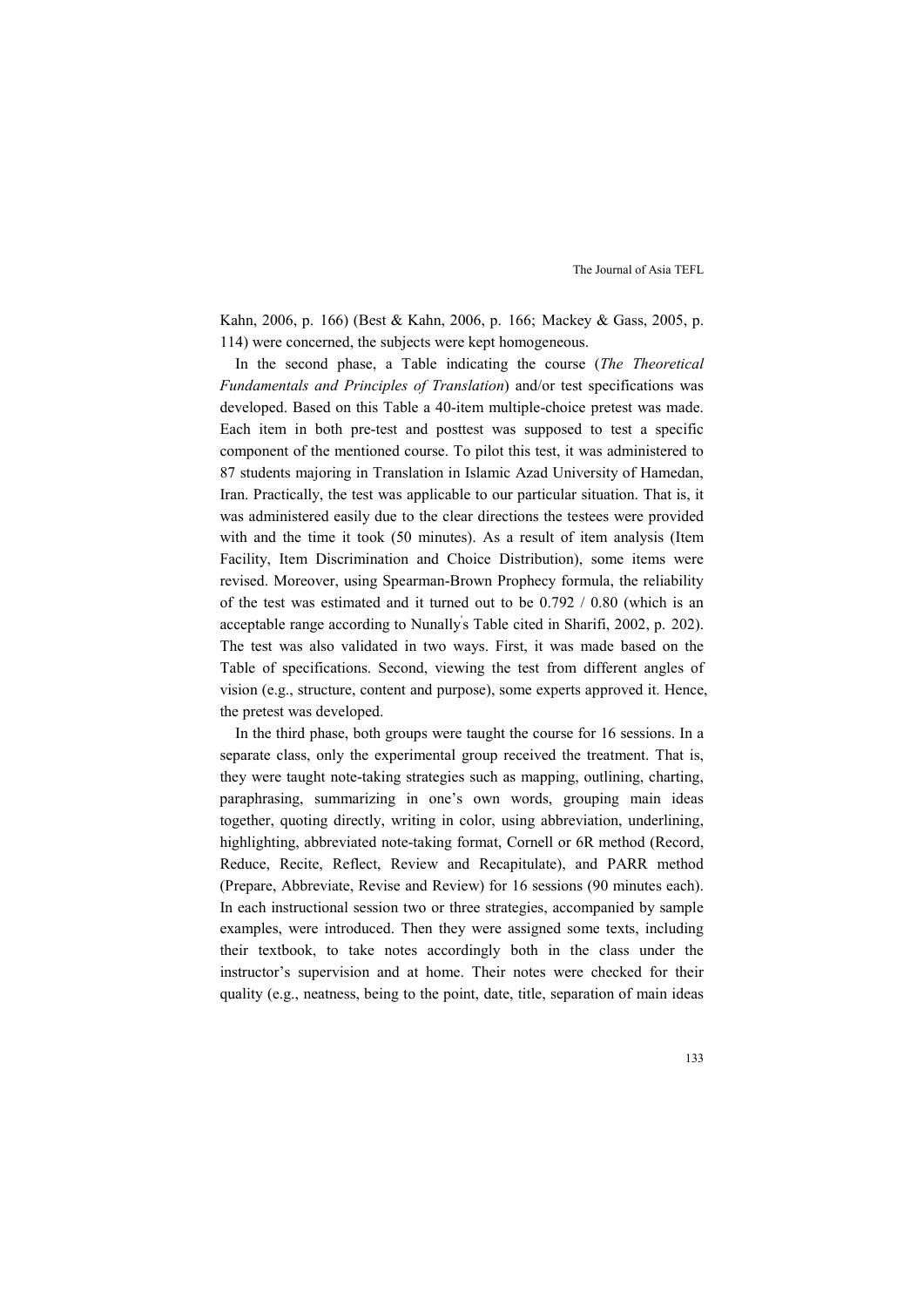Kahn, 2006, p. 166) (Best & Kahn, 2006, p. 166; Mackey & Gass, 2005, p. 114) were concerned, the subjects were kept homogeneous.

In the second phase, a Table indicating the course (*The Theoretical Fundamentals and Principles of Translation*) and/or test specifications was developed. Based on this Table a 40-item multiple-choice pretest was made. Each item in both pre-test and posttest was supposed to test a specific component of the mentioned course. To pilot this test, it was administered to 87 students majoring in Translation in Islamic Azad University of Hamedan, Iran. Practically, the test was applicable to our particular situation. That is, it was administered easily due to the clear directions the testees were provided with and the time it took (50 minutes). As a result of item analysis (Item Facility, Item Discrimination and Choice Distribution), some items were revised. Moreover, using Spearman-Brown Prophecy formula, the reliability of the test was estimated and it turned out to be 0.792 / 0.80 (which is an acceptable range according to Nunally's Table cited in Sharifi, 2002, p. 202). The test was also validated in two ways. First, it was made based on the Table of specifications. Second, viewing the test from different angles of vision (e.g., structure, content and purpose), some experts approved it. Hence, the pretest was developed.

In the third phase, both groups were taught the course for 16 sessions. In a separate class, only the experimental group received the treatment. That is, they were taught note-taking strategies such as mapping, outlining, charting, paraphrasing, summarizing in one's own words, grouping main ideas together, quoting directly, writing in color, using abbreviation, underlining, highlighting, abbreviated note-taking format, Cornell or 6R method (Record, Reduce, Recite, Reflect, Review and Recapitulate), and PARR method (Prepare, Abbreviate, Revise and Review) for 16 sessions (90 minutes each). In each instructional session two or three strategies, accompanied by sample examples, were introduced. Then they were assigned some texts, including their textbook, to take notes accordingly both in the class under the instructor's supervision and at home. Their notes were checked for their quality (e.g., neatness, being to the point, date, title, separation of main ideas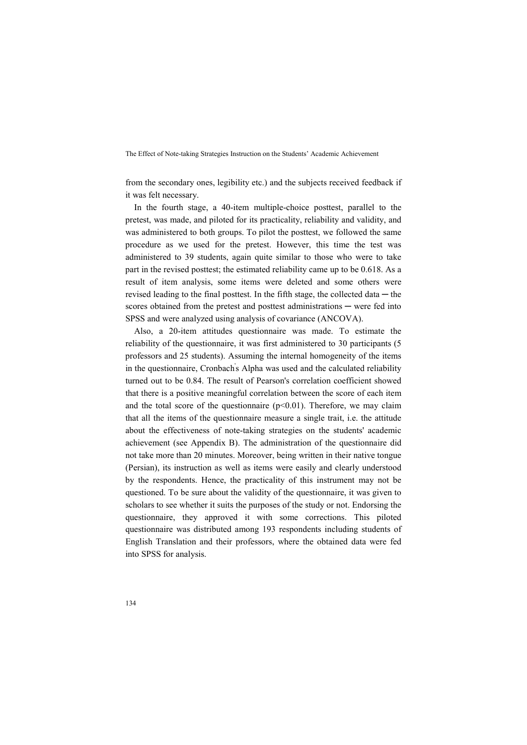from the secondary ones, legibility etc.) and the subjects received feedback if it was felt necessary.

In the fourth stage, a 40-item multiple-choice posttest, parallel to the pretest, was made, and piloted for its practicality, reliability and validity, and was administered to both groups. To pilot the posttest, we followed the same procedure as we used for the pretest. However, this time the test was administered to 39 students, again quite similar to those who were to take part in the revised posttest; the estimated reliability came up to be 0.618. As a result of item analysis, some items were deleted and some others were revised leading to the final posttest. In the fifth stage, the collected data ─ the scores obtained from the pretest and posttest administrations ─ were fed into SPSS and were analyzed using analysis of covariance (ANCOVA).

Also, a 20-item attitudes questionnaire was made. To estimate the reliability of the questionnaire, it was first administered to 30 participants (5 professors and 25 students). Assuming the internal homogeneity of the items in the questionnaire, Cronbach's Alpha was used and the calculated reliability turned out to be 0.84. The result of Pearson's correlation coefficient showed that there is a positive meaningful correlation between the score of each item and the total score of the questionnaire ($p<0.01$). Therefore, we may claim that all the items of the questionnaire measure a single trait, i.e. the attitude about the effectiveness of note-taking strategies on the students' academic achievement (see Appendix B). The administration of the questionnaire did not take more than 20 minutes. Moreover, being written in their native tongue (Persian), its instruction as well as items were easily and clearly understood by the respondents. Hence, the practicality of this instrument may not be questioned. To be sure about the validity of the questionnaire, it was given to scholars to see whether it suits the purposes of the study or not. Endorsing the questionnaire, they approved it with some corrections. This piloted questionnaire was distributed among 193 respondents including students of English Translation and their professors, where the obtained data were fed into SPSS for analysis.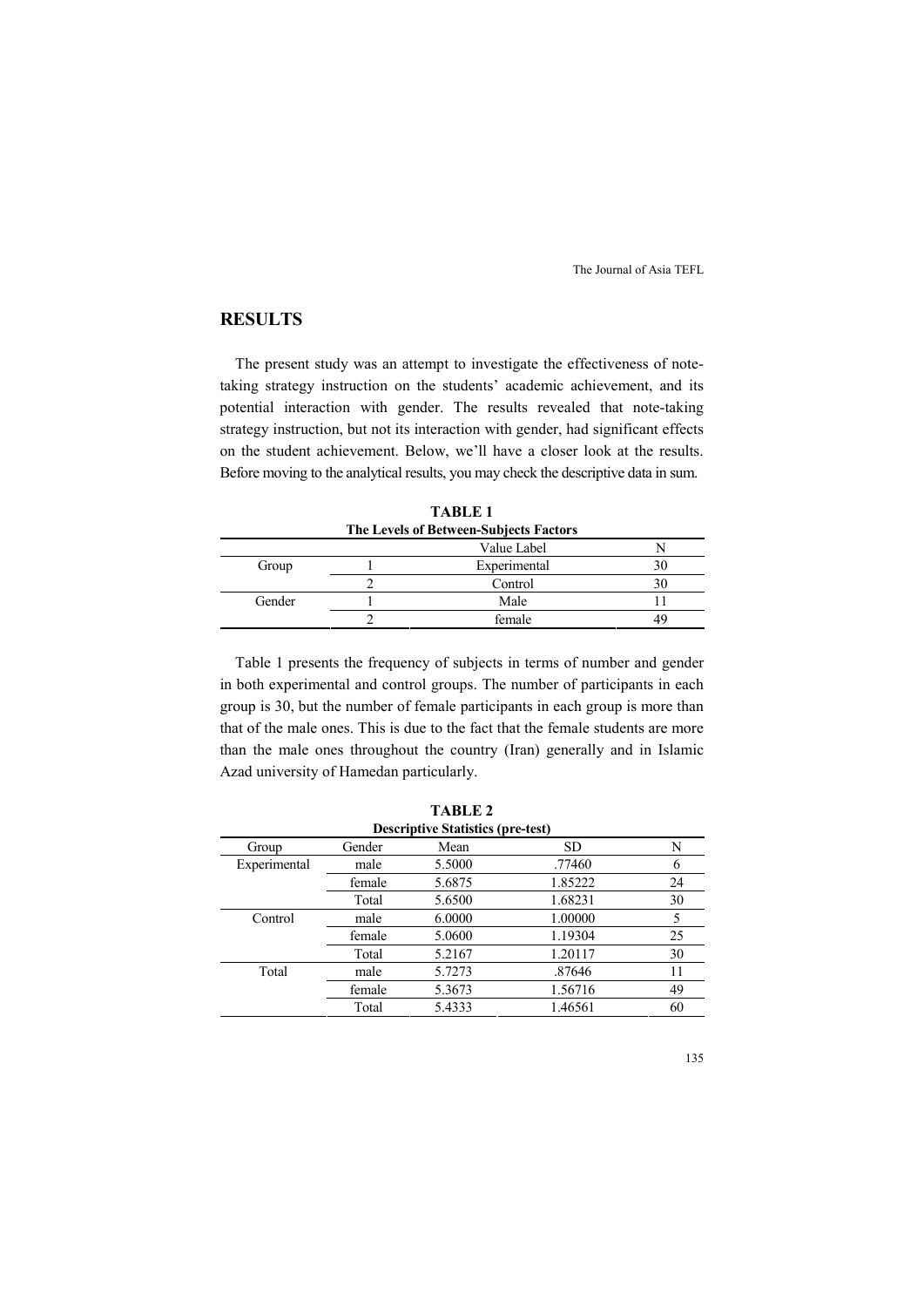## RESULTS

The present study was an attempt to investigate the effectiveness of note-taking strategy instruction on the students' academic achievement, and its potential interaction with gender. The results revealed that note-taking strategy instruction, but not its interaction with gender, had significant effects on the student achievement. Below, we'll have a closer look at the results. Before moving to the analytical results, you may check the descriptive data in sum.

**TABLE 1**
**The Levels of Between-Subjects Factors**

| | | Value Label | N |
|---|---|---|---|
| Group | 1 | Experimental | 30 |
| | 2 | Control | 30 |
| Gender | 1 | Male | 11 |
| | 2 | female | 49 |

Table 1 presents the frequency of subjects in terms of number and gender in both experimental and control groups. The number of participants in each group is 30, but the number of female participants in each group is more than that of the male ones. This is due to the fact that the female students are more than the male ones throughout the country (Iran) generally and in Islamic Azad university of Hamedan particularly.

**TABLE 2**
**Descriptive Statistics (pre-test)**

| Group | Gender | Mean | SD | N |
|---|---|---|---|---|
| Experimental | male | 5.5000 | .77460 | 6 |
| | female | 5.6875 | 1.85222 | 24 |
| | Total | 5.6500 | 1.68231 | 30 |
| Control | male | 6.0000 | 1.00000 | 5 |
| | female | 5.0600 | 1.19304 | 25 |
| | Total | 5.2167 | 1.20117 | 30 |
| Total | male | 5.7273 | .87646 | 11 |
| | female | 5.3673 | 1.56716 | 49 |
| | Total | 5.4333 | 1.46561 | 60 |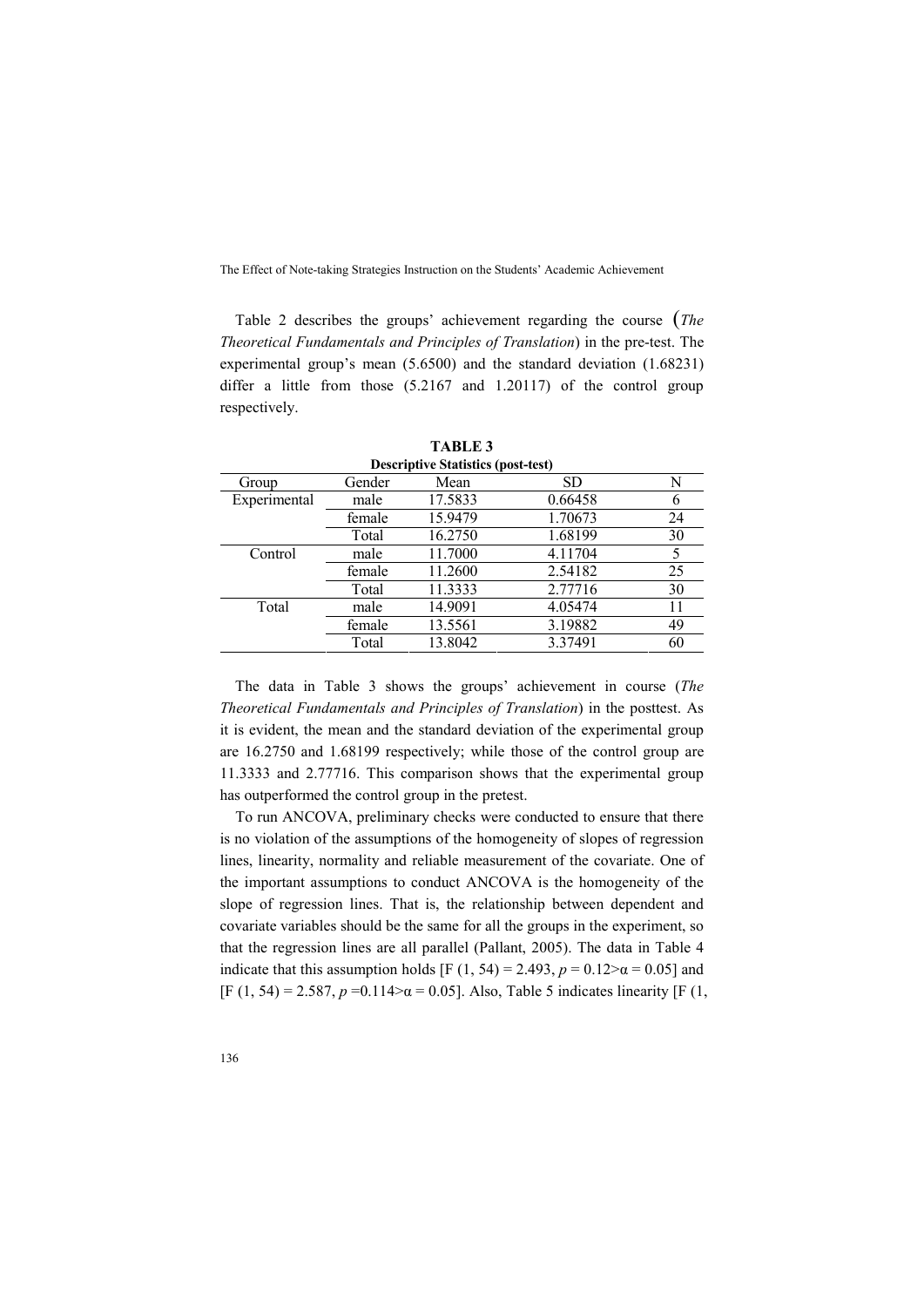Table 2 describes the groups' achievement regarding the course (*The Theoretical Fundamentals and Principles of Translation*) in the pre-test. The experimental group's mean (5.6500) and the standard deviation (1.68231) differ a little from those (5.2167 and 1.20117) of the control group respectively.

**TABLE 3**
**Descriptive Statistics (post-test)**

| Group | Gender | Mean | SD | N |
|---|---|---|---|---|
| Experimental | male | 17.5833 | 0.66458 | 6 |
| | female | 15.9479 | 1.70673 | 24 |
| | Total | 16.2750 | 1.68199 | 30 |
| Control | male | 11.7000 | 4.11704 | 5 |
| | female | 11.2600 | 2.54182 | 25 |
| | Total | 11.3333 | 2.77716 | 30 |
| Total | male | 14.9091 | 4.05474 | 11 |
| | female | 13.5561 | 3.19882 | 49 |
| | Total | 13.8042 | 3.37491 | 60 |

The data in Table 3 shows the groups' achievement in course (*The Theoretical Fundamentals and Principles of Translation*) in the posttest. As it is evident, the mean and the standard deviation of the experimental group are 16.2750 and 1.68199 respectively; while those of the control group are 11.3333 and 2.77716. This comparison shows that the experimental group has outperformed the control group in the pretest.

To run ANCOVA, preliminary checks were conducted to ensure that there is no violation of the assumptions of the homogeneity of slopes of regression lines, linearity, normality and reliable measurement of the covariate. One of the important assumptions to conduct ANCOVA is the homogeneity of the slope of regression lines. That is, the relationship between dependent and covariate variables should be the same for all the groups in the experiment, so that the regression lines are all parallel (Pallant, 2005). The data in Table 4 indicate that this assumption holds [$F(1, 54) = 2.493$, $p = 0.12 > \alpha = 0.05$] and [$F(1, 54) = 2.587$, $p = 0.114 > \alpha = 0.05$]. Also, Table 5 indicates linearity [F (1,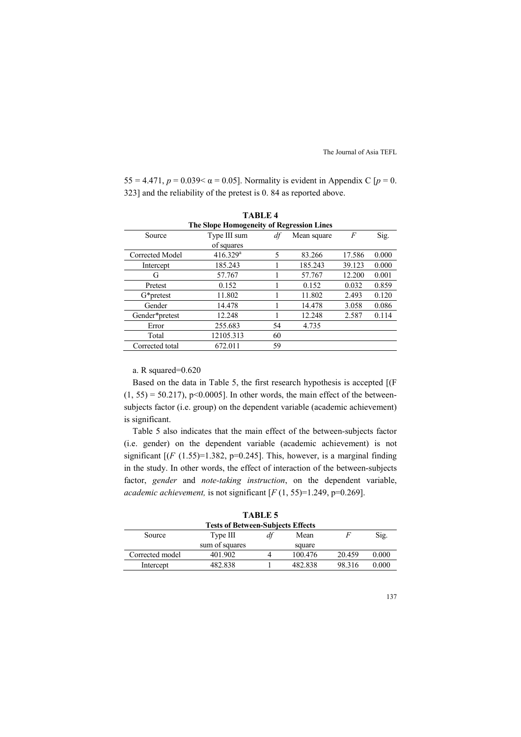55 = 4.471, $p = 0.039 < \alpha = 0.05$]. Normality is evident in Appendix C [$p = 0.323$] and the reliability of the pretest is 0. 84 as reported above.

**TABLE 4**
**The Slope Homogeneity of Regression Lines**

| Source | Type III sum of squares | *df* | Mean square | *F* | Sig. |
|---|---|---|---|---|---|
| Corrected Model | 416.329[a] | 5 | 83.266 | 17.586 | 0.000 |
| Intercept | 185.243 | 1 | 185.243 | 39.123 | 0.000 |
| G | 57.767 | 1 | 57.767 | 12.200 | 0.001 |
| Pretest | 0.152 | 1 | 0.152 | 0.032 | 0.859 |
| G*pretest | 11.802 | 1 | 11.802 | 2.493 | 0.120 |
| Gender | 14.478 | 1 | 14.478 | 3.058 | 0.086 |
| Gender*pretest | 12.248 | 1 | 12.248 | 2.587 | 0.114 |
| Error | 255.683 | 54 | 4.735 | | |
| Total | 12105.313 | 60 | | | |
| Corrected total | 672.011 | 59 | | | |

a. R squared=0.620

Based on the data in Table 5, the first research hypothesis is accepted [($F_{(1, 55)} = 50.217$), $p<0.0005$]. In other words, the main effect of the between-subjects factor (i.e. group) on the dependent variable (academic achievement) is significant.

Table 5 also indicates that the main effect of the between-subjects factor (i.e. gender) on the dependent variable (academic achievement) is not significant [($F$ (1.55)=1.382, p=0.245]. This, however, is a marginal finding in the study. In other words, the effect of interaction of the between-subjects factor, *gender* and *note-taking instruction*, on the dependent variable, *academic achievement,* is not significant [$F$ (1, 55)=1.249, p=0.269].

**TABLE 5**
**Tests of Between-Subjects Effects**

| Source | Type III sum of squares | *df* | Mean square | *F* | Sig. |
|---|---|---|---|---|---|
| Corrected model | 401.902 | 4 | 100.476 | 20.459 | 0.000 |
| Intercept | 482.838 | 1 | 482.838 | 98.316 | 0.000 |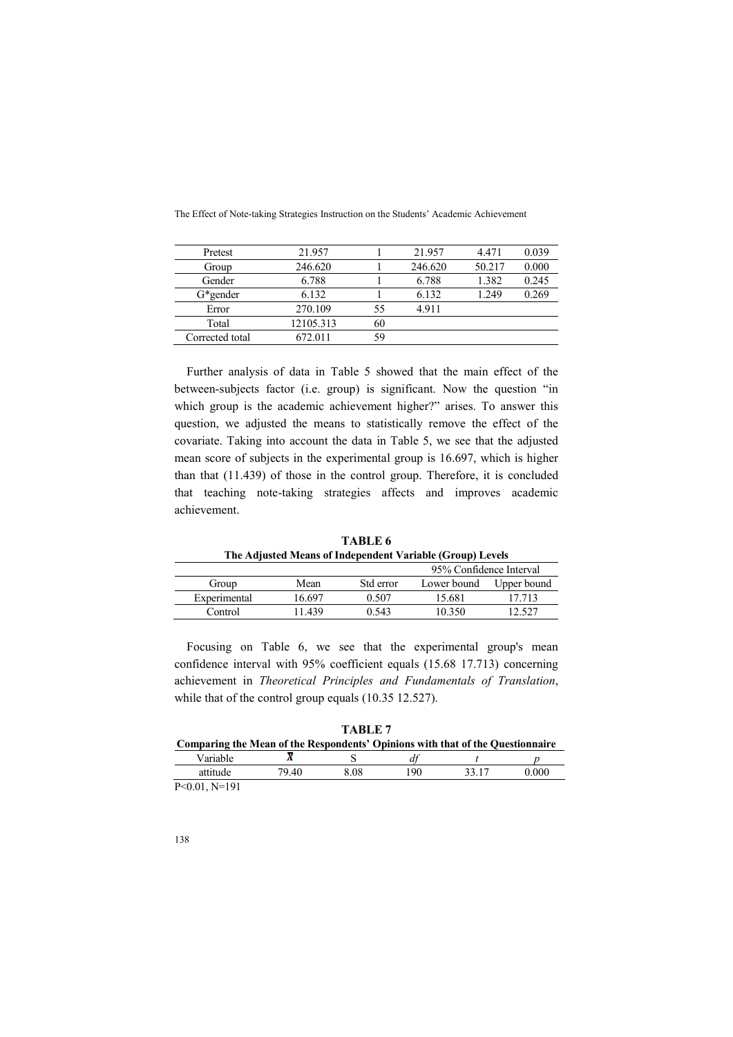| Pretest | 21.957 | 1 | 21.957 | 4.471 | 0.039 |
|---|---|---|---|---|---|
| Group | 246.620 | 1 | 246.620 | 50.217 | 0.000 |
| Gender | 6.788 | 1 | 6.788 | 1.382 | 0.245 |
| G*gender | 6.132 | 1 | 6.132 | 1.249 | 0.269 |
| Error | 270.109 | 55 | 4.911 | | |
| Total | 12105.313 | 60 | | | |
| Corrected total | 672.011 | 59 | | | |

Further analysis of data in Table 5 showed that the main effect of the between-subjects factor (i.e. group) is significant. Now the question "in which group is the academic achievement higher?" arises. To answer this question, we adjusted the means to statistically remove the effect of the covariate. Taking into account the data in Table 5, we see that the adjusted mean score of subjects in the experimental group is 16.697, which is higher than that (11.439) of those in the control group. Therefore, it is concluded that teaching note-taking strategies affects and improves academic achievement.

**TABLE 6**
**The Adjusted Means of Independent Variable (Group) Levels**

| | | | 95% Confidence Interval | |
|---|---|---|---|---|
| Group | Mean | Std error | Lower bound | Upper bound |
| Experimental | 16.697 | 0.507 | 15.681 | 17.713 |
| Control | 11.439 | 0.543 | 10.350 | 12.527 |

Focusing on Table 6, we see that the experimental group's mean confidence interval with 95% coefficient equals (15.68 17.713) concerning achievement in *Theoretical Principles and Fundamentals of Translation*, while that of the control group equals (10.35 12.527).

**TABLE 7**
**Comparing the Mean of the Respondents' Opinions with that of the Questionnaire**

| Variable | $\bar{X}$ | S | *df* | *t* | *p* |
|---|---|---|---|---|---|
| attitude | 79.40 | 8.08 | 190 | 33.17 | 0.000 |

P<0.01, N=191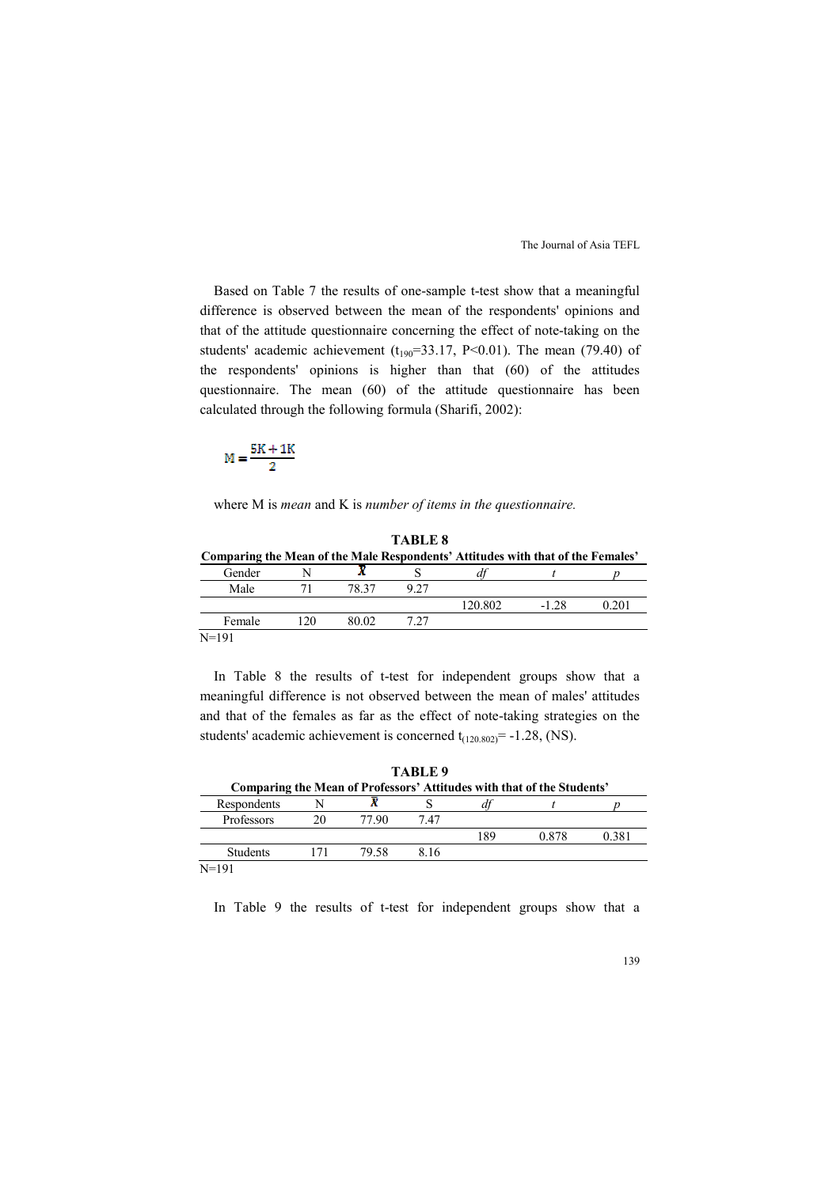Based on Table 7 the results of one-sample t-test show that a meaningful difference is observed between the mean of the respondents' opinions and that of the attitude questionnaire concerning the effect of note-taking on the students' academic achievement ($t_{190}$=33.17, P<0.01). The mean (79.40) of the respondents' opinions is higher than that (60) of the attitudes questionnaire. The mean (60) of the attitude questionnaire has been calculated through the following formula (Sharifi, 2002):

$$M = \frac{5K + 1K}{2}$$

where M is *mean* and K is *number of items in the questionnaire.*

**TABLE 8**
**Comparing the Mean of the Male Respondents' Attitudes with that of the Females'**

| Gender | N | $\bar{X}$ | S | *df* | *t* | *p* |
|---|---|---|---|---|---|---|
| Male | 71 | 78.37 | 9.27 | | | |
| | | | | 120.802 | -1.28 | 0.201 |
| Female | 120 | 80.02 | 7.27 | | | |

N=191

In Table 8 the results of t-test for independent groups show that a meaningful difference is not observed between the mean of males' attitudes and that of the females as far as the effect of note-taking strategies on the students' academic achievement is concerned $t_{(120.802)}$= -1.28, (NS).

**TABLE 9**
**Comparing the Mean of Professors' Attitudes with that of the Students'**

| Respondents | N | $\bar{X}$ | S | *df* | *t* | *p* |
|---|---|---|---|---|---|---|
| Professors | 20 | 77.90 | 7.47 | | | |
| | | | | 189 | 0.878 | 0.381 |
| Students | 171 | 79.58 | 8.16 | | | |

N=191

In Table 9 the results of t-test for independent groups show that a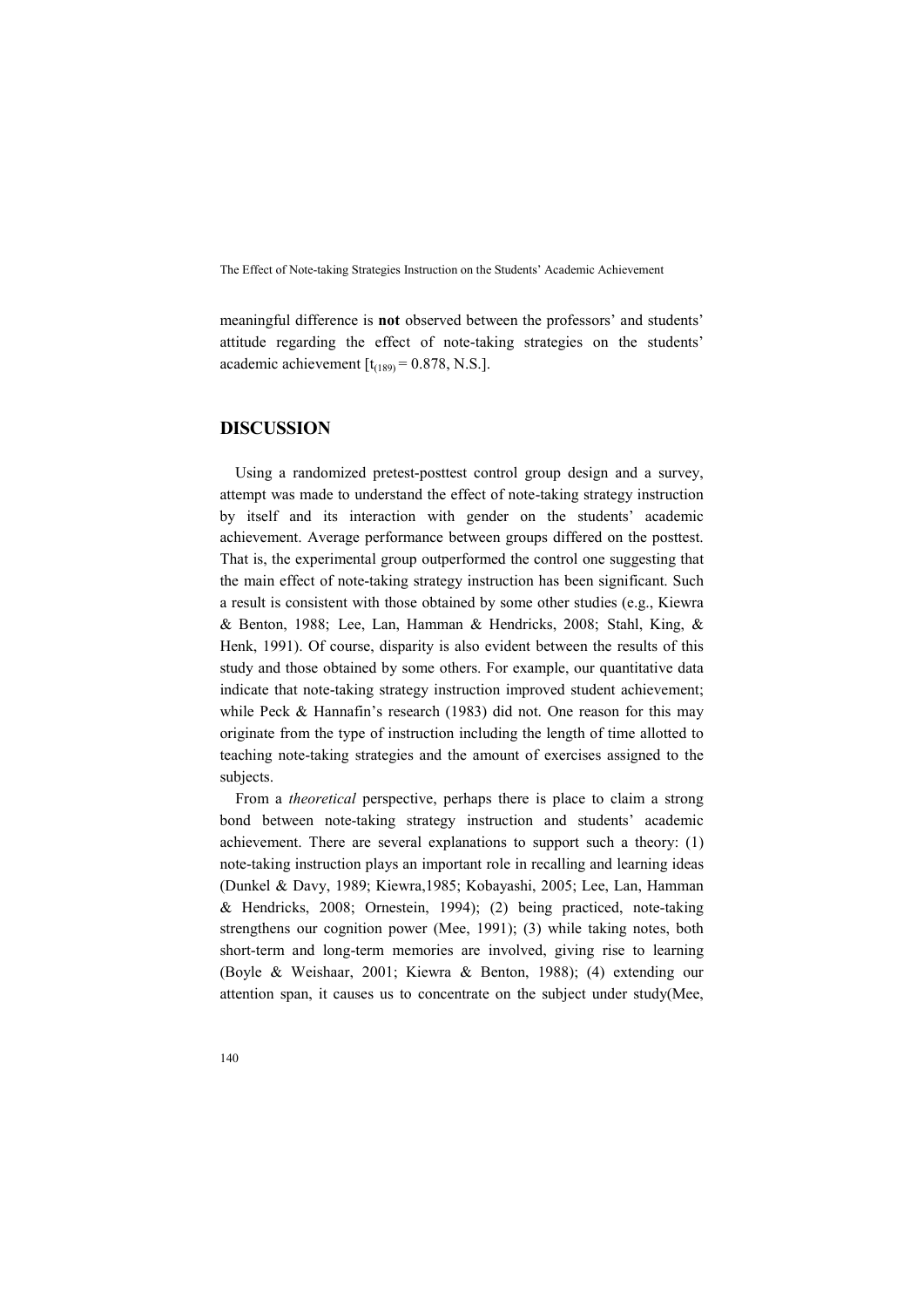meaningful difference is **not** observed between the professors' and students' attitude regarding the effect of note-taking strategies on the students' academic achievement [$t_{(189)} = 0.878$, N.S.].

## DISCUSSION

Using a randomized pretest-posttest control group design and a survey, attempt was made to understand the effect of note-taking strategy instruction by itself and its interaction with gender on the students' academic achievement. Average performance between groups differed on the posttest. That is, the experimental group outperformed the control one suggesting that the main effect of note-taking strategy instruction has been significant. Such a result is consistent with those obtained by some other studies (e.g., Kiewra & Benton, 1988; Lee, Lan, Hamman & Hendricks, 2008; Stahl, King, & Henk, 1991). Of course, disparity is also evident between the results of this study and those obtained by some others. For example, our quantitative data indicate that note-taking strategy instruction improved student achievement; while Peck & Hannafin's research (1983) did not. One reason for this may originate from the type of instruction including the length of time allotted to teaching note-taking strategies and the amount of exercises assigned to the subjects.

From a *theoretical* perspective, perhaps there is place to claim a strong bond between note-taking strategy instruction and students' academic achievement. There are several explanations to support such a theory: (1) note-taking instruction plays an important role in recalling and learning ideas (Dunkel & Davy, 1989; Kiewra,1985; Kobayashi, 2005; Lee, Lan, Hamman & Hendricks, 2008; Ornestein, 1994); (2) being practiced, note-taking strengthens our cognition power (Mee, 1991); (3) while taking notes, both short-term and long-term memories are involved, giving rise to learning (Boyle & Weishaar, 2001; Kiewra & Benton, 1988); (4) extending our attention span, it causes us to concentrate on the subject under study(Mee,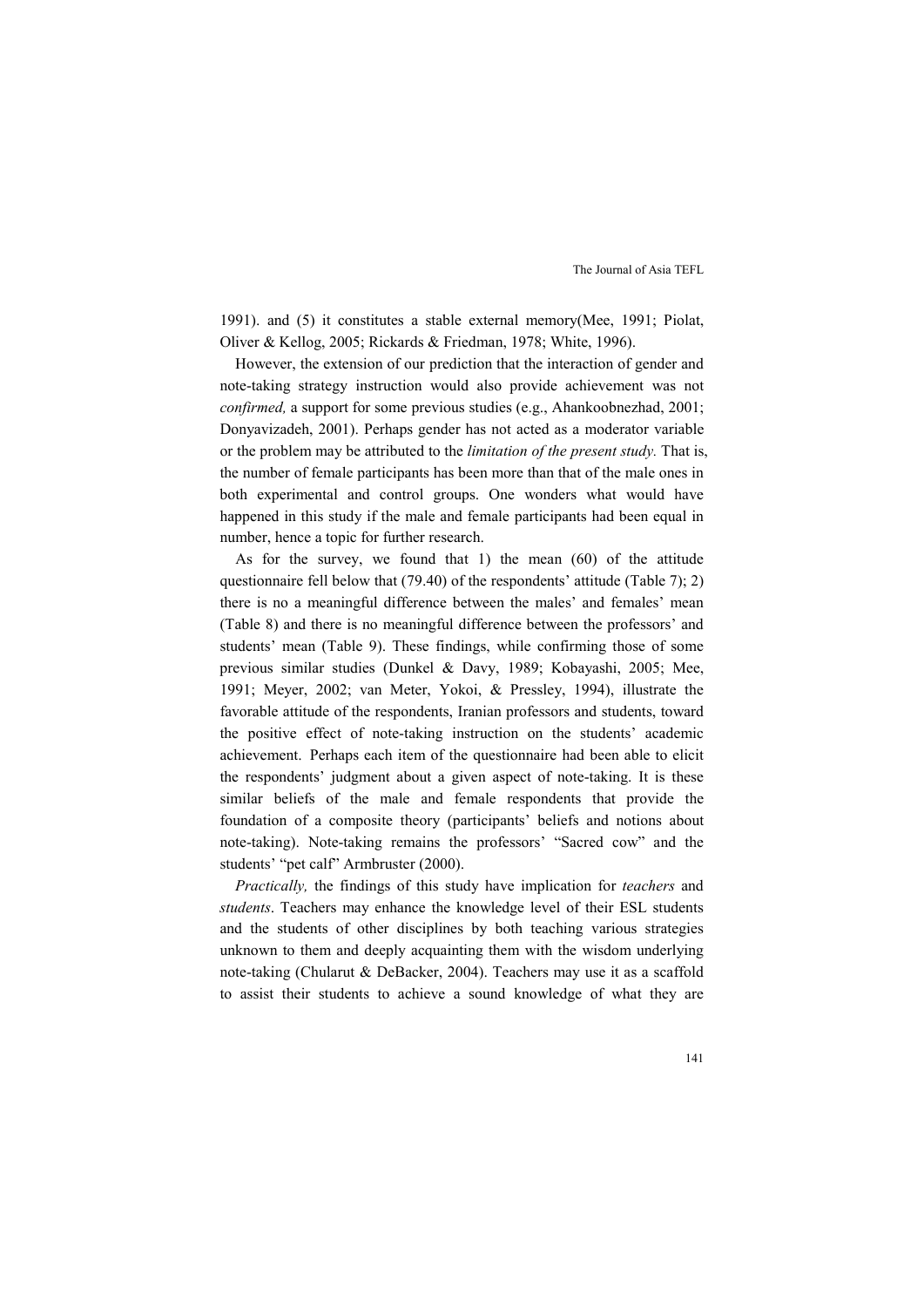1991). and (5) it constitutes a stable external memory(Mee, 1991; Piolat, Oliver & Kellog, 2005; Rickards & Friedman, 1978; White, 1996).

However, the extension of our prediction that the interaction of gender and note-taking strategy instruction would also provide achievement was not *confirmed,* a support for some previous studies (e.g., Ahankoobnezhad, 2001; Donyavizadeh, 2001). Perhaps gender has not acted as a moderator variable or the problem may be attributed to the *limitation of the present study.* That is, the number of female participants has been more than that of the male ones in both experimental and control groups. One wonders what would have happened in this study if the male and female participants had been equal in number, hence a topic for further research.

As for the survey, we found that 1) the mean (60) of the attitude questionnaire fell below that (79.40) of the respondents' attitude (Table 7); 2) there is no a meaningful difference between the males' and females' mean (Table 8) and there is no meaningful difference between the professors' and students' mean (Table 9). These findings, while confirming those of some previous similar studies (Dunkel & Davy, 1989; Kobayashi, 2005; Mee, 1991; Meyer, 2002; van Meter, Yokoi, & Pressley, 1994), illustrate the favorable attitude of the respondents, Iranian professors and students, toward the positive effect of note-taking instruction on the students' academic achievement. Perhaps each item of the questionnaire had been able to elicit the respondents' judgment about a given aspect of note-taking. It is these similar beliefs of the male and female respondents that provide the foundation of a composite theory (participants' beliefs and notions about note-taking). Note-taking remains the professors' "Sacred cow" and the students' "pet calf" Armbruster (2000).

*Practically,* the findings of this study have implication for *teachers* and *students*. Teachers may enhance the knowledge level of their ESL students and the students of other disciplines by both teaching various strategies unknown to them and deeply acquainting them with the wisdom underlying note-taking (Chularut & DeBacker, 2004). Teachers may use it as a scaffold to assist their students to achieve a sound knowledge of what they are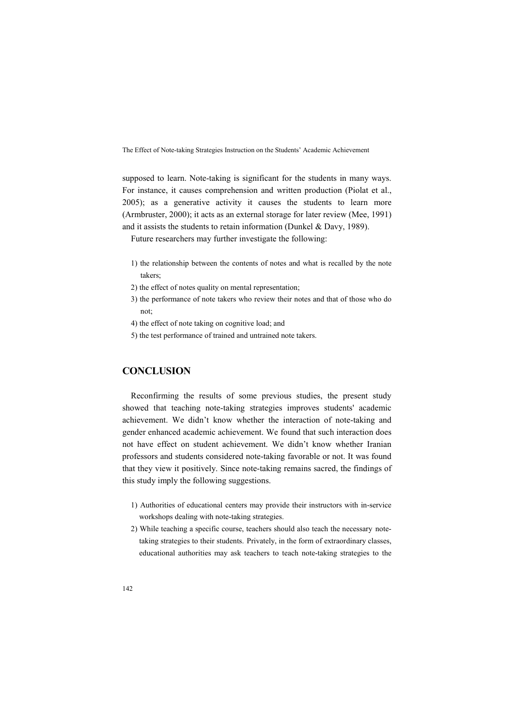supposed to learn. Note-taking is significant for the students in many ways. For instance, it causes comprehension and written production (Piolat et al., 2005); as a generative activity it causes the students to learn more (Armbruster, 2000); it acts as an external storage for later review (Mee, 1991) and it assists the students to retain information (Dunkel & Davy, 1989).

Future researchers may further investigate the following:

1) the relationship between the contents of notes and what is recalled by the note takers;
2) the effect of notes quality on mental representation;
3) the performance of note takers who review their notes and that of those who do not;
4) the effect of note taking on cognitive load; and
5) the test performance of trained and untrained note takers.

## CONCLUSION

Reconfirming the results of some previous studies, the present study showed that teaching note-taking strategies improves students' academic achievement. We didn't know whether the interaction of note-taking and gender enhanced academic achievement. We found that such interaction does not have effect on student achievement. We didn't know whether Iranian professors and students considered note-taking favorable or not. It was found that they view it positively. Since note-taking remains sacred, the findings of this study imply the following suggestions.

1) Authorities of educational centers may provide their instructors with in-service workshops dealing with note-taking strategies.
2) While teaching a specific course, teachers should also teach the necessary note-taking strategies to their students. Privately, in the form of extraordinary classes, educational authorities may ask teachers to teach note-taking strategies to the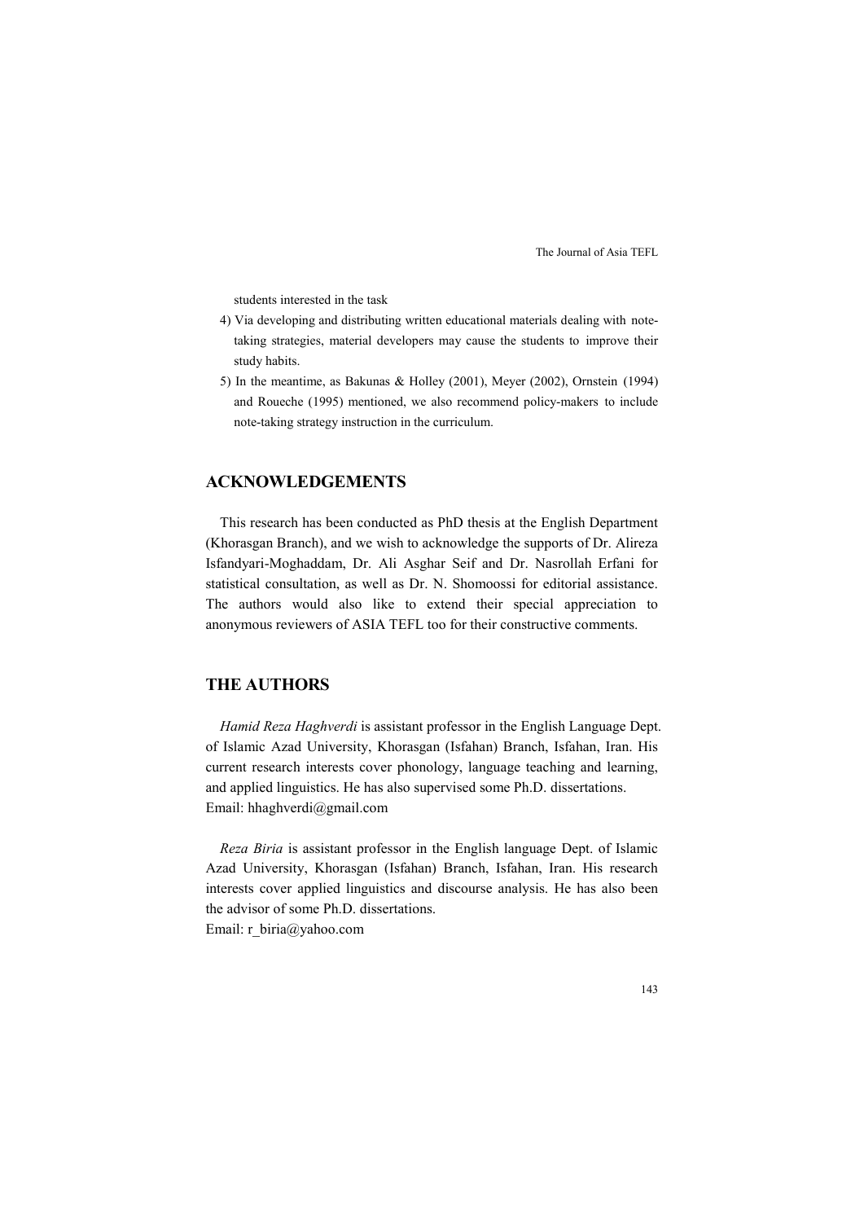students interested in the task

4) Via developing and distributing written educational materials dealing with note-taking strategies, material developers may cause the students to improve their study habits.
5) In the meantime, as Bakunas & Holley (2001), Meyer (2002), Ornstein (1994) and Roueche (1995) mentioned, we also recommend policy-makers to include note-taking strategy instruction in the curriculum.

## ACKNOWLEDGEMENTS

This research has been conducted as PhD thesis at the English Department (Khorasgan Branch), and we wish to acknowledge the supports of Dr. Alireza Isfandyari-Moghaddam, Dr. Ali Asghar Seif and Dr. Nasrollah Erfani for statistical consultation, as well as Dr. N. Shomoossi for editorial assistance. The authors would also like to extend their special appreciation to anonymous reviewers of ASIA TEFL too for their constructive comments.

## THE AUTHORS

*Hamid Reza Haghverdi* is assistant professor in the English Language Dept. of Islamic Azad University, Khorasgan (Isfahan) Branch, Isfahan, Iran. His current research interests cover phonology, language teaching and learning, and applied linguistics. He has also supervised some Ph.D. dissertations.
Email: hhaghverdi@gmail.com

*Reza Biria* is assistant professor in the English language Dept. of Islamic Azad University, Khorasgan (Isfahan) Branch, Isfahan, Iran. His research interests cover applied linguistics and discourse analysis. He has also been the advisor of some Ph.D. dissertations.
Email: r_biria@yahoo.com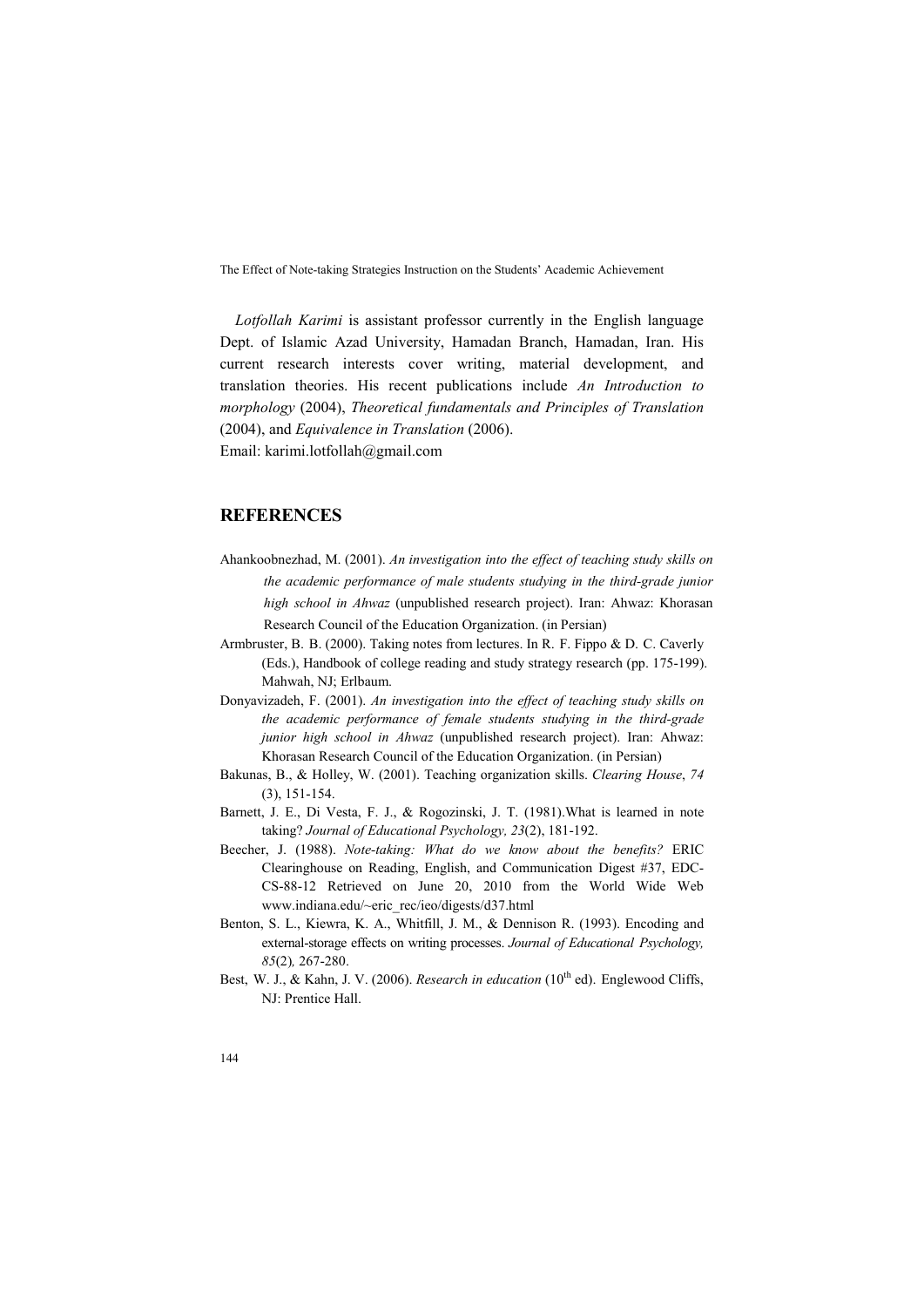*Lotfollah Karimi* is assistant professor currently in the English language Dept. of Islamic Azad University, Hamadan Branch, Hamadan, Iran. His current research interests cover writing, material development, and translation theories. His recent publications include *An Introduction to morphology* (2004), *Theoretical fundamentals and Principles of Translation* (2004), and *Equivalence in Translation* (2006).
Email: karimi.lotfollah@gmail.com

## REFERENCES

Ahankoobnezhad, M. (2001). *An investigation into the effect of teaching study skills on the academic performance of male students studying in the third-grade junior high school in Ahwaz* (unpublished research project). Iran: Ahwaz: Khorasan Research Council of the Education Organization. (in Persian)

Armbruster, B. B. (2000). Taking notes from lectures. In R. F. Fippo & D. C. Caverly (Eds.), Handbook of college reading and study strategy research (pp. 175-199). Mahwah, NJ; Erlbaum.

Donyavizadeh, F. (2001). *An investigation into the effect of teaching study skills on the academic performance of female students studying in the third-grade junior high school in Ahwaz* (unpublished research project). Iran: Ahwaz: Khorasan Research Council of the Education Organization. (in Persian)

Bakunas, B., & Holley, W. (2001). Teaching organization skills. *Clearing House*, *74* (3), 151-154.

Barnett, J. E., Di Vesta, F. J., & Rogozinski, J. T. (1981).What is learned in note taking? *Journal of Educational Psychology, 23*(2), 181-192.

Beecher, J. (1988). *Note-taking: What do we know about the benefits?* ERIC Clearinghouse on Reading, English, and Communication Digest #37, EDC-CS-88-12 Retrieved on June 20, 2010 from the World Wide Web www.indiana.edu/~eric_rec/ieo/digests/d37.html

Benton, S. L., Kiewra, K. A., Whitfill, J. M., & Dennison R. (1993). Encoding and external-storage effects on writing processes. *Journal of Educational Psychology, 85*(2)*,* 267-280.

Best, W. J., & Kahn, J. V. (2006). *Research in education* (10th ed). Englewood Cliffs, NJ: Prentice Hall.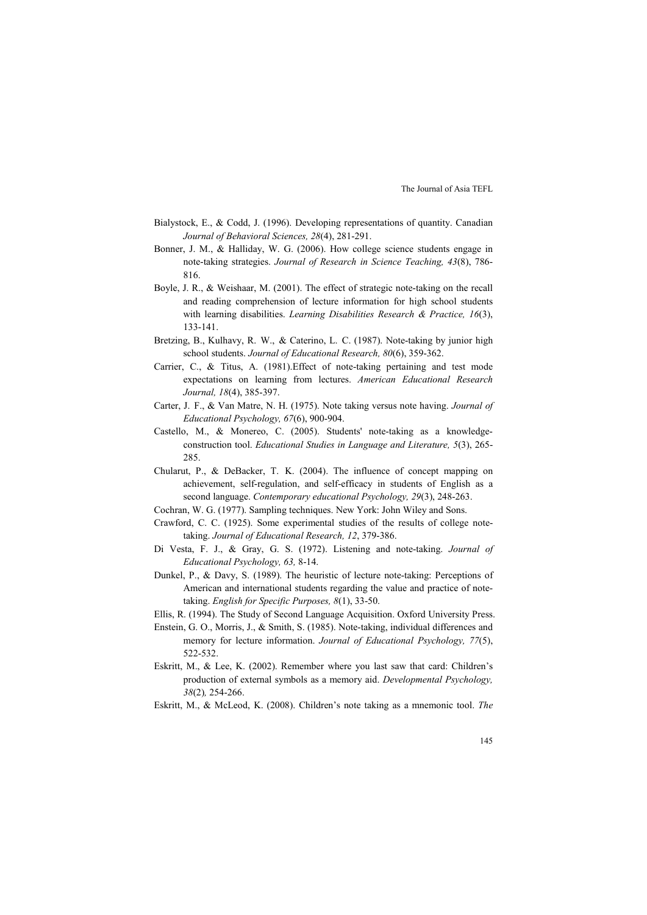Bialystock, E., & Codd, J. (1996). Developing representations of quantity. Canadian *Journal of Behavioral Sciences, 28*(4), 281-291.

Bonner, J. M., & Halliday, W. G. (2006). How college science students engage in note-taking strategies. *Journal of Research in Science Teaching, 43*(8), 786-816.

Boyle, J. R., & Weishaar, M. (2001). The effect of strategic note-taking on the recall and reading comprehension of lecture information for high school students with learning disabilities. *Learning Disabilities Research & Practice, 16*(3), 133-141.

Bretzing, B., Kulhavy, R. W., & Caterino, L. C. (1987). Note-taking by junior high school students. *Journal of Educational Research, 80*(6), 359-362.

Carrier, C., & Titus, A. (1981).Effect of note-taking pertaining and test mode expectations on learning from lectures. *American Educational Research Journal, 18*(4), 385-397.

Carter, J. F., & Van Matre, N. H. (1975). Note taking versus note having. *Journal of Educational Psychology, 67*(6), 900-904.

Castello, M., & Monereo, C. (2005). Students' note-taking as a knowledge-construction tool. *Educational Studies in Language and Literature, 5*(3), 265-285.

Chularut, P., & DeBacker, T. K. (2004). The influence of concept mapping on achievement, self-regulation, and self-efficacy in students of English as a second language. *Contemporary educational Psychology, 29*(3), 248-263.

Cochran, W. G. (1977). Sampling techniques. New York: John Wiley and Sons.

Crawford, C. C. (1925). Some experimental studies of the results of college note-taking. *Journal of Educational Research, 12*, 379-386.

Di Vesta, F. J., & Gray, G. S. (1972). Listening and note-taking. *Journal of Educational Psychology, 63,* 8-14.

Dunkel, P., & Davy, S. (1989). The heuristic of lecture note-taking: Perceptions of American and international students regarding the value and practice of note-taking. *English for Specific Purposes, 8*(1), 33-50.

Ellis, R. (1994). The Study of Second Language Acquisition. Oxford University Press.

Enstein, G. O., Morris, J., & Smith, S. (1985). Note-taking, individual differences and memory for lecture information. *Journal of Educational Psychology, 77*(5), 522-532.

Eskritt, M., & Lee, K. (2002). Remember where you last saw that card: Children's production of external symbols as a memory aid. *Developmental Psychology, 38*(2)*,* 254-266.

Eskritt, M., & McLeod, K. (2008). Children's note taking as a mnemonic tool. *The*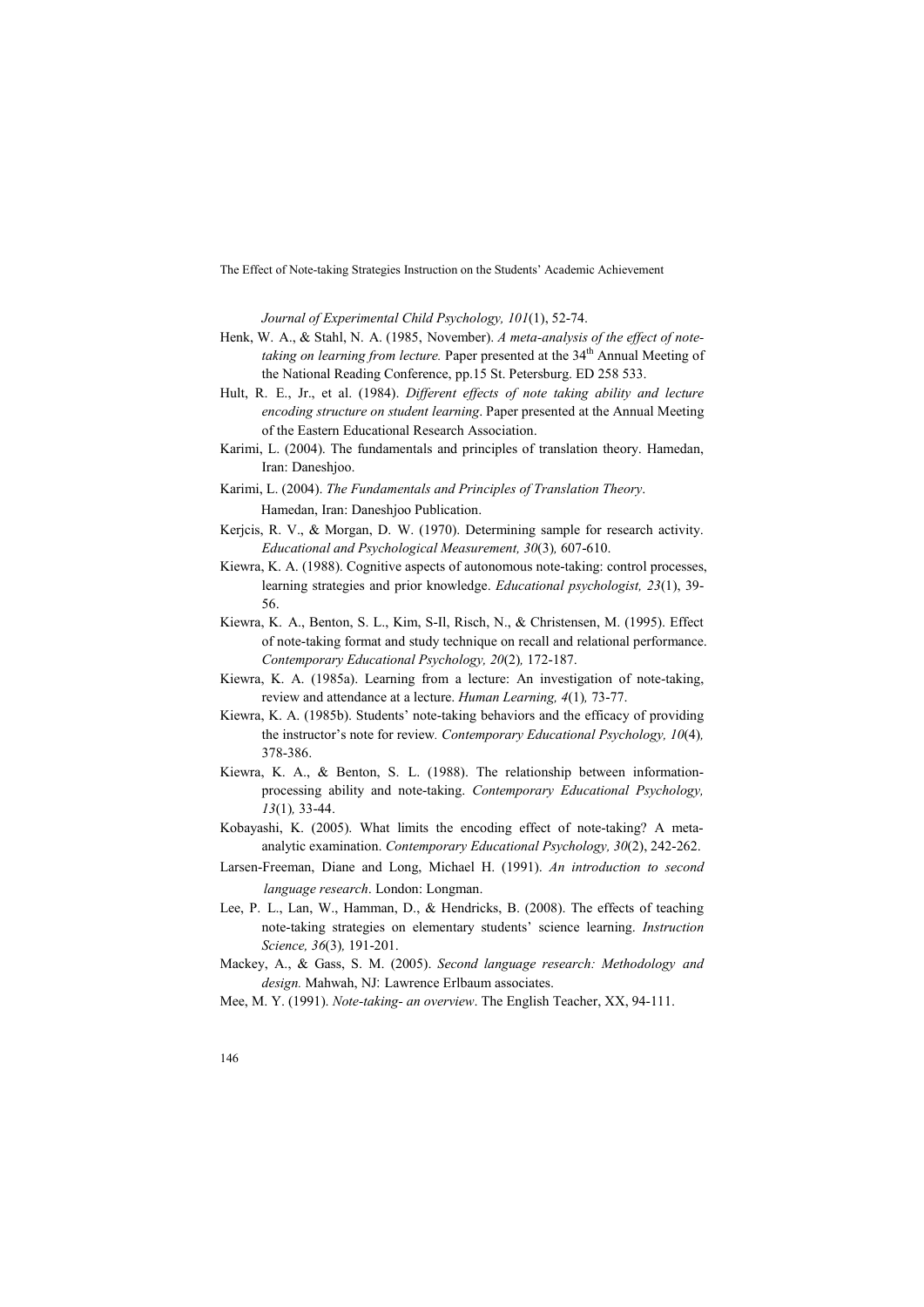*Journal of Experimental Child Psychology, 101*(1), 52-74.

Henk, W. A., & Stahl, N. A. (1985, November). *A meta-analysis of the effect of note-taking on learning from lecture.* Paper presented at the 34th Annual Meeting of the National Reading Conference, pp.15 St. Petersburg. ED 258 533.

Hult, R. E., Jr., et al. (1984). *Different effects of note taking ability and lecture encoding structure on student learning*. Paper presented at the Annual Meeting of the Eastern Educational Research Association.

Karimi, L. (2004). The fundamentals and principles of translation theory. Hamedan, Iran: Daneshjoo.

Karimi, L. (2004). *The Fundamentals and Principles of Translation Theory*. Hamedan, Iran: Daneshjoo Publication.

Kerjcis, R. V., & Morgan, D. W. (1970). Determining sample for research activity. *Educational and Psychological Measurement, 30*(3)*,* 607-610.

Kiewra, K. A. (1988). Cognitive aspects of autonomous note-taking: control processes, learning strategies and prior knowledge. *Educational psychologist, 23*(1), 39-56.

Kiewra, K. A., Benton, S. L., Kim, S-Il, Risch, N., & Christensen, M. (1995). Effect of note-taking format and study technique on recall and relational performance. *Contemporary Educational Psychology, 20*(2)*,* 172-187.

Kiewra, K. A. (1985a). Learning from a lecture: An investigation of note-taking, review and attendance at a lecture. *Human Learning, 4*(1)*,* 73-77.

Kiewra, K. A. (1985b). Students' note-taking behaviors and the efficacy of providing the instructor's note for review*. Contemporary Educational Psychology, 10*(4)*,* 378-386.

Kiewra, K. A., & Benton, S. L. (1988). The relationship between information-processing ability and note-taking. *Contemporary Educational Psychology, 13*(1)*,* 33-44.

Kobayashi, K. (2005). What limits the encoding effect of note-taking? A meta-analytic examination. *Contemporary Educational Psychology, 30*(2), 242-262.

Larsen-Freeman, Diane and Long, Michael H. (1991). *An introduction to second language research*. London: Longman.

Lee, P. L., Lan, W., Hamman, D., & Hendricks, B. (2008). The effects of teaching note-taking strategies on elementary students' science learning. *Instruction Science, 36*(3)*,* 191-201.

Mackey, A., & Gass, S. M. (2005). *Second language research: Methodology and design.* Mahwah, NJ: Lawrence Erlbaum associates.

Mee, M. Y. (1991). *Note-taking- an overview*. The English Teacher, XX, 94-111.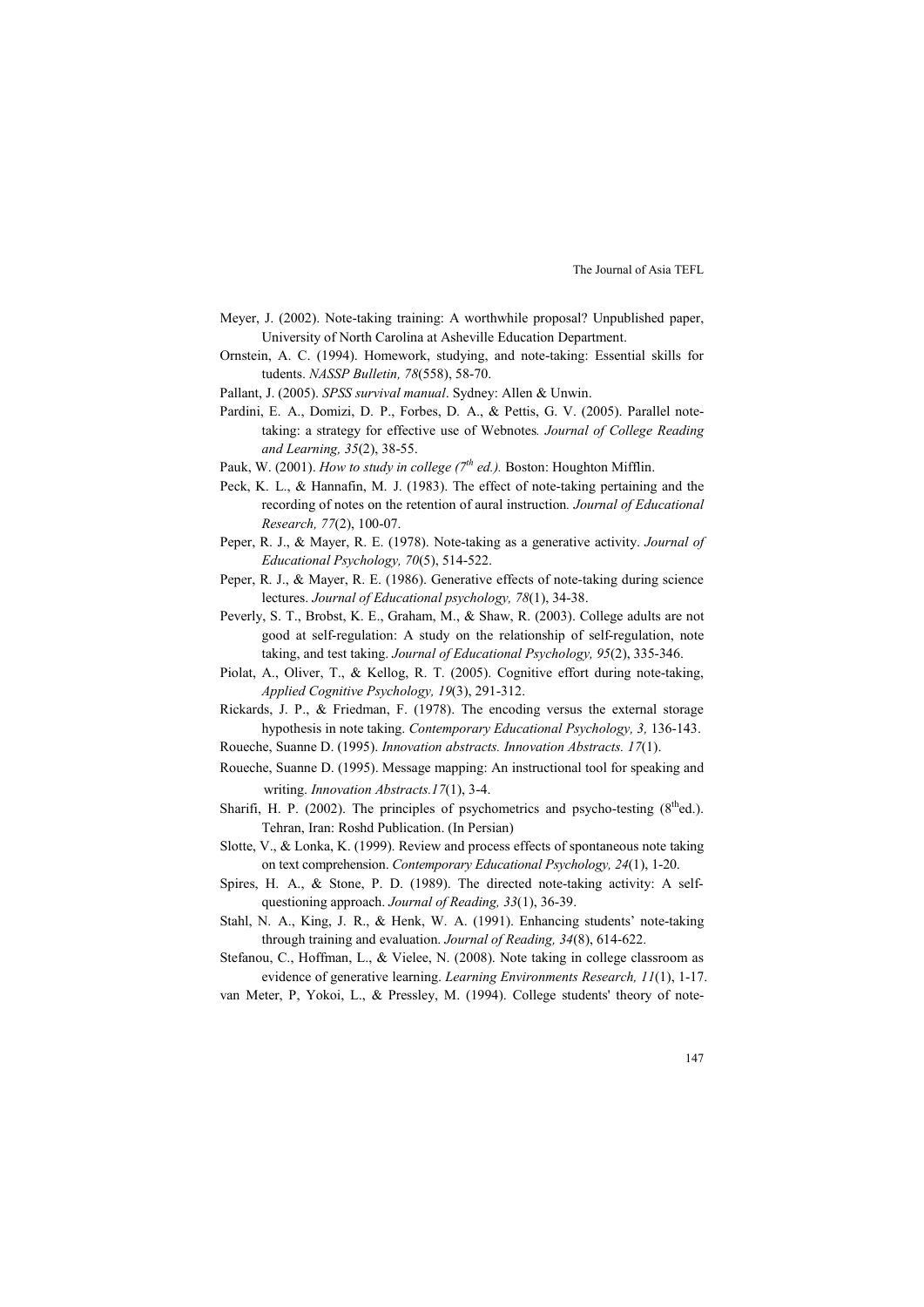Meyer, J. (2002). Note-taking training: A worthwhile proposal? Unpublished paper, University of North Carolina at Asheville Education Department.

Ornstein, A. C. (1994). Homework, studying, and note-taking: Essential skills for tudents. *NASSP Bulletin, 78*(558), 58-70.

Pallant, J. (2005). *SPSS survival manual*. Sydney: Allen & Unwin.

Pardini, E. A., Domizi, D. P., Forbes, D. A., & Pettis, G. V. (2005). Parallel note-taking: a strategy for effective use of Webnotes*. Journal of College Reading and Learning, 35*(2), 38-55.

Pauk, W. (2001). *How to study in college (7th ed.).* Boston: Houghton Mifflin.

Peck, K. L., & Hannafin, M. J. (1983). The effect of note-taking pertaining and the recording of notes on the retention of aural instruction*. Journal of Educational Research, 77*(2), 100-07.

Peper, R. J., & Mayer, R. E. (1978). Note-taking as a generative activity. *Journal of Educational Psychology, 70*(5), 514-522.

Peper, R. J., & Mayer, R. E. (1986). Generative effects of note-taking during science lectures. *Journal of Educational psychology, 78*(1), 34-38.

Peverly, S. T., Brobst, K. E., Graham, M., & Shaw, R. (2003). College adults are not good at self-regulation: A study on the relationship of self-regulation, note taking, and test taking. *Journal of Educational Psychology, 95*(2), 335-346.

Piolat, A., Oliver, T., & Kellog, R. T. (2005). Cognitive effort during note-taking, *Applied Cognitive Psychology, 19*(3), 291-312.

Rickards, J. P., & Friedman, F. (1978). The encoding versus the external storage hypothesis in note taking. *Contemporary Educational Psychology, 3,* 136-143.

Roueche, Suanne D. (1995). *Innovation abstracts. Innovation Abstracts. 17*(1).

Roueche, Suanne D. (1995). Message mapping: An instructional tool for speaking and writing. *Innovation Abstracts.17*(1), 3-4.

Sharifi, H. P. (2002). The principles of psychometrics and psycho-testing (8th ed.). Tehran, Iran: Roshd Publication. (In Persian)

Slotte, V., & Lonka, K. (1999). Review and process effects of spontaneous note taking on text comprehension. *Contemporary Educational Psychology, 24*(1), 1-20.

Spires, H. A., & Stone, P. D. (1989). The directed note-taking activity: A self-questioning approach. *Journal of Reading, 33*(1), 36-39.

Stahl, N. A., King, J. R., & Henk, W. A. (1991). Enhancing students' note-taking through training and evaluation. *Journal of Reading, 34*(8), 614-622.

Stefanou, C., Hoffman, L., & Vielee, N. (2008). Note taking in college classroom as evidence of generative learning. *Learning Environments Research, 11*(1), 1-17.

van Meter, P, Yokoi, L., & Pressley, M. (1994). College students' theory of note-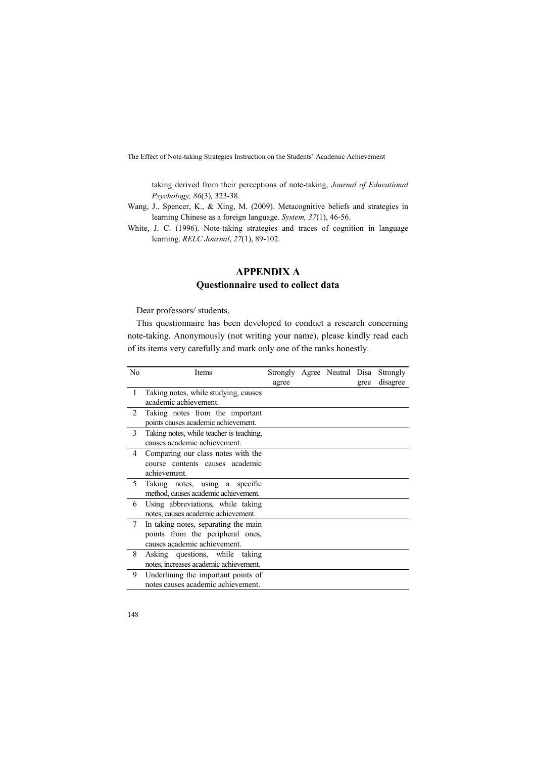taking derived from their perceptions of note-taking, *Journal of Educational Psychology, 86*(3)*,* 323-38.

Wang, J., Spencer, K., & Xing, M. (2009). Metacognitive beliefs and strategies in learning Chinese as a foreign language. *System, 37*(1), 46-56.

White, J. C. (1996). Note-taking strategies and traces of cognition in language learning. *RELC Journal*, *27*(1), 89-102.

## APPENDIX A

### Questionnaire used to collect data

Dear professors/ students,

This questionnaire has been developed to conduct a research concerning note-taking. Anonymously (not writing your name), please kindly read each of its items very carefully and mark only one of the ranks honestly.

| No | Items | Strongly agree | Agree | Neutral | Disagree | Strongly disagree |
|---|---|---|---|---|---|---|
| 1 | Taking notes, while studying, causes academic achievement. | | | | | |
| 2 | Taking notes from the important points causes academic achievement. | | | | | |
| 3 | Taking notes, while teacher is teaching, causes academic achievement. | | | | | |
| 4 | Comparing our class notes with the course contents causes academic achievement. | | | | | |
| 5 | Taking notes, using a specific method, causes academic achievement. | | | | | |
| 6 | Using abbreviations, while taking notes, causes academic achievement. | | | | | |
| 7 | In taking notes, separating the main points from the peripheral ones, causes academic achievement. | | | | | |
| 8 | Asking questions, while taking notes, increases academic achievement. | | | | | |
| 9 | Underlining the important points of notes causes academic achievement. | | | | | |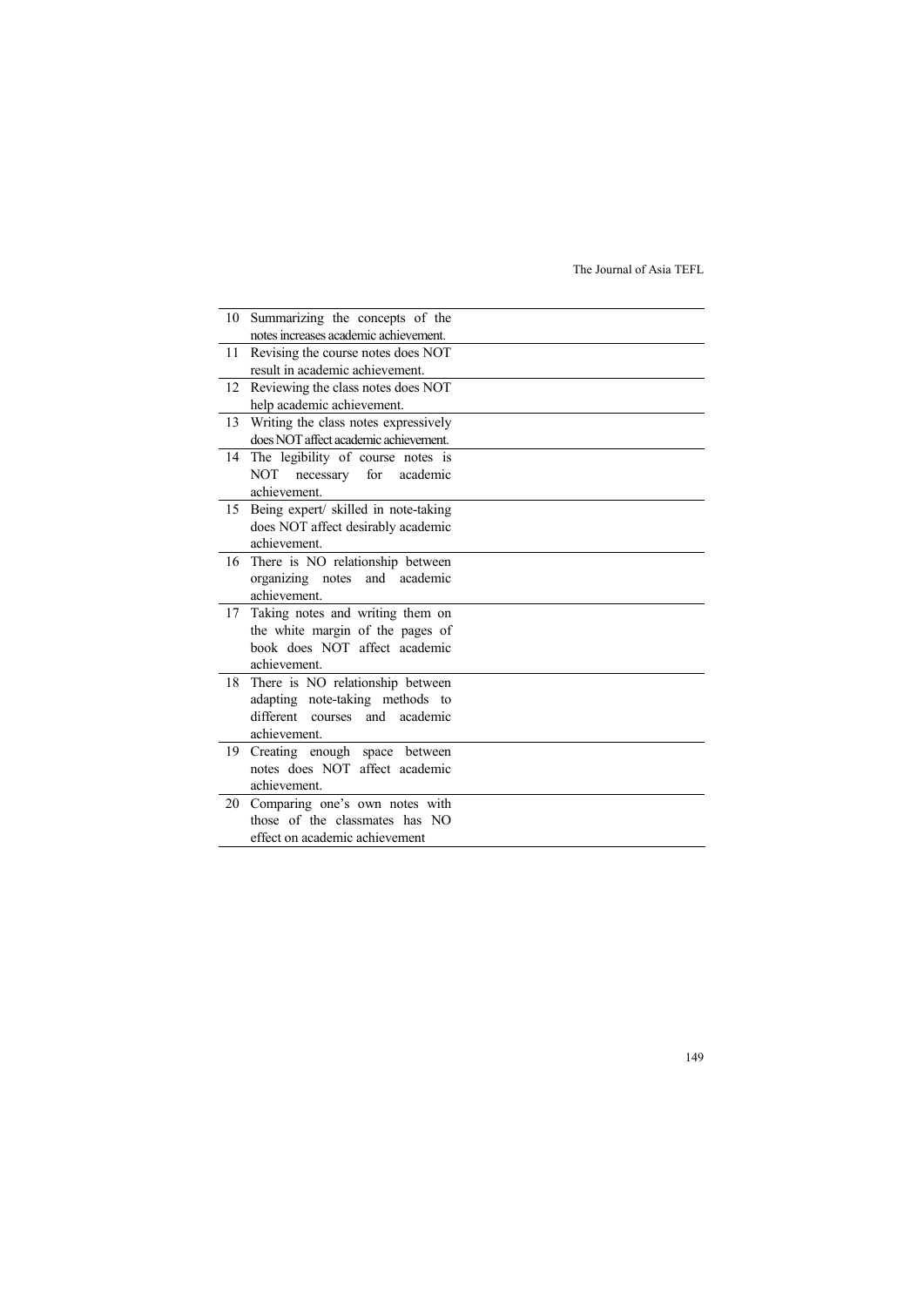| | |
|---|---|
| 10 | Summarizing the concepts of the notes increases academic achievement. |
| 11 | Revising the course notes does NOT result in academic achievement. |
| 12 | Reviewing the class notes does NOT help academic achievement. |
| 13 | Writing the class notes expressively does NOT affect academic achievement. |
| 14 | The legibility of course notes is NOT necessary for academic achievement. |
| 15 | Being expert/ skilled in note-taking does NOT affect desirably academic achievement. |
| 16 | There is NO relationship between organizing notes and academic achievement. |
| 17 | Taking notes and writing them on the white margin of the pages of book does NOT affect academic achievement. |
| 18 | There is NO relationship between adapting note-taking methods to different courses and academic achievement. |
| 19 | Creating enough space between notes does NOT affect academic achievement. |
| 20 | Comparing one's own notes with those of the classmates has NO effect on academic achievement |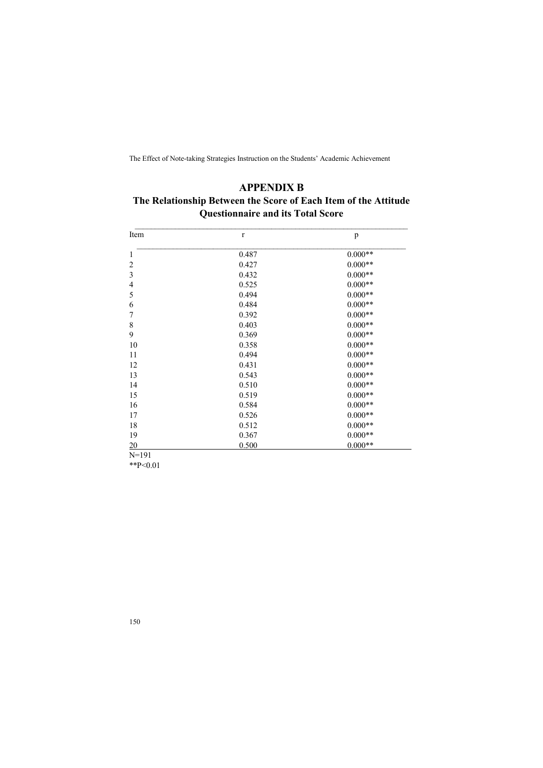## APPENDIX B

### The Relationship Between the Score of Each Item of the Attitude Questionnaire and its Total Score

| Item | r | p |
|---|---|---|
| 1 | 0.487 | 0.000** |
| 2 | 0.427 | 0.000** |
| 3 | 0.432 | 0.000** |
| 4 | 0.525 | 0.000** |
| 5 | 0.494 | 0.000** |
| 6 | 0.484 | 0.000** |
| 7 | 0.392 | 0.000** |
| 8 | 0.403 | 0.000** |
| 9 | 0.369 | 0.000** |
| 10 | 0.358 | 0.000** |
| 11 | 0.494 | 0.000** |
| 12 | 0.431 | 0.000** |
| 13 | 0.543 | 0.000** |
| 14 | 0.510 | 0.000** |
| 15 | 0.519 | 0.000** |
| 16 | 0.584 | 0.000** |
| 17 | 0.526 | 0.000** |
| 18 | 0.512 | 0.000** |
| 19 | 0.367 | 0.000** |
| 20 | 0.500 | 0.000** |

N=191

**P<0.01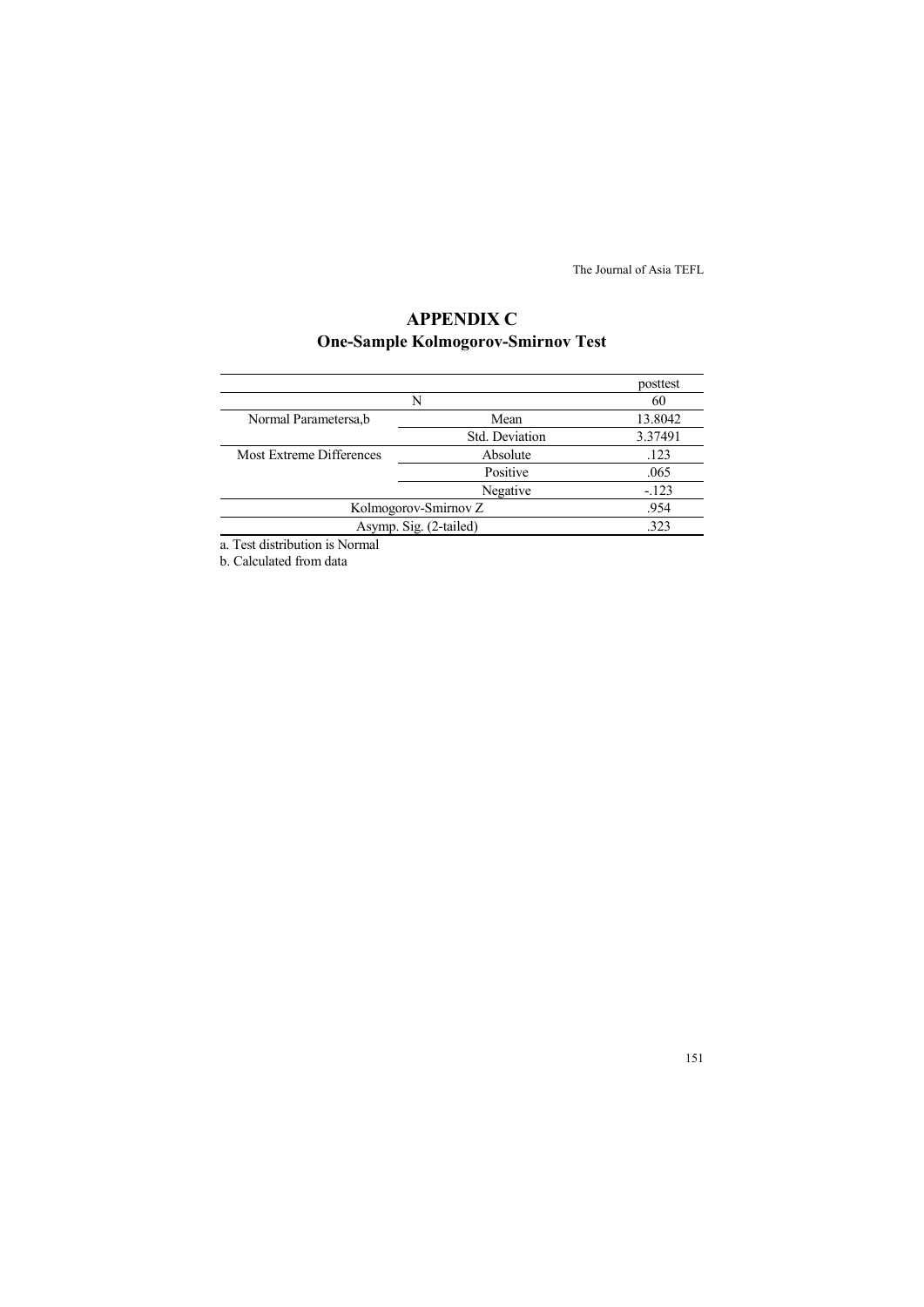# APPENDIX C

## One-Sample Kolmogorov-Smirnov Test

| | | posttest |
|---|---|---|
| N | | 60 |
| Normal Parametersa,b | Mean | 13.8042 |
| | Std. Deviation | 3.37491 |
| Most Extreme Differences | Absolute | .123 |
| | Positive | .065 |
| | Negative | -.123 |
| Kolmogorov-Smirnov Z | | .954 |
| Asymp. Sig. (2-tailed) | | .323 |

a. Test distribution is Normal

b. Calculated from data